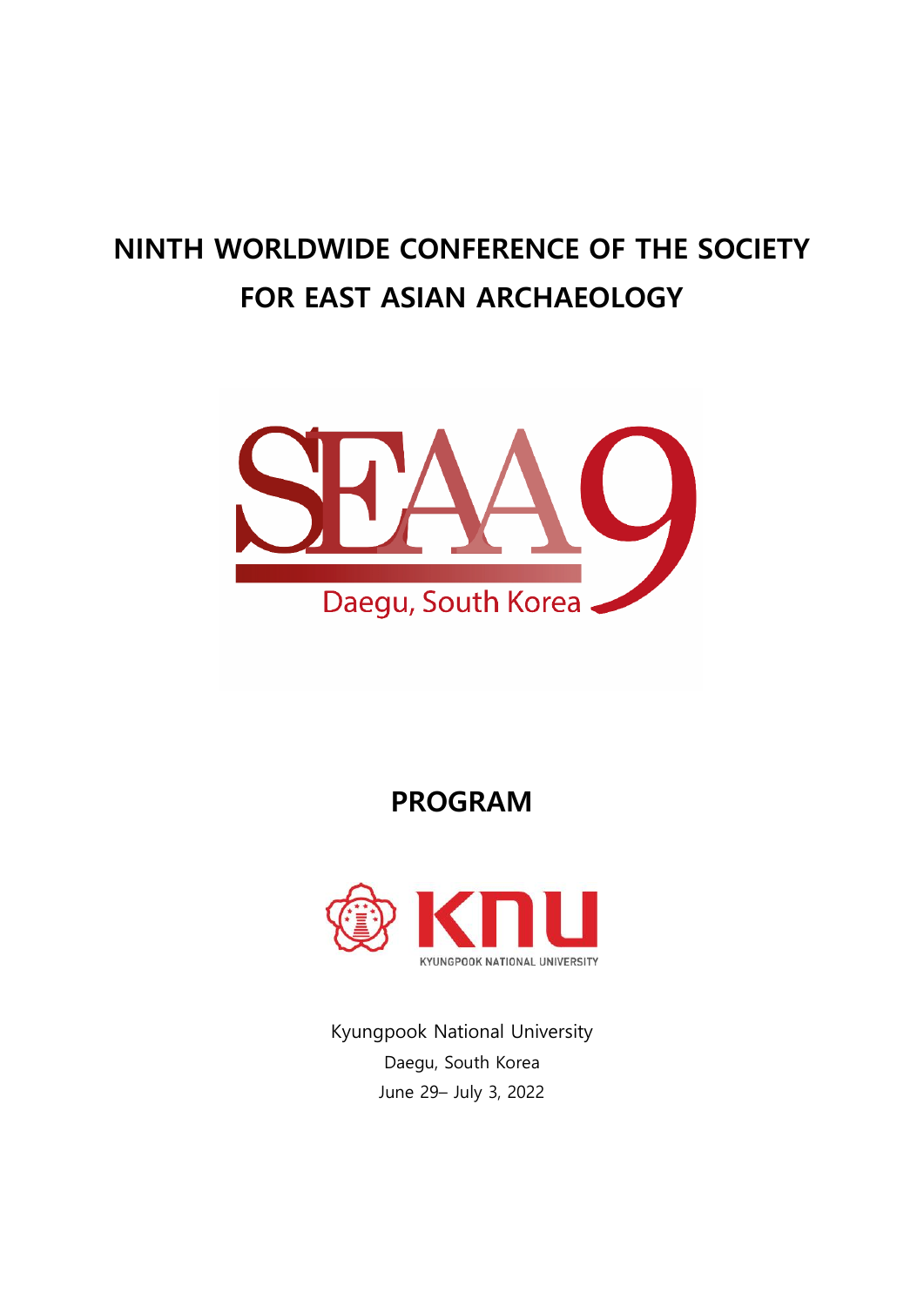# NINTH WORLDWIDE CONFERENCE OF THE SOCIETY FOR EAST ASIAN ARCHAEOLOGY

SEAA9

Daegu, South Korea

## PROGRAM

KNU

KYUNGPOOK NATIONAL UNIVERSITY

Kyungpook National University

Daegu, South Korea

June 29– July 3, 2022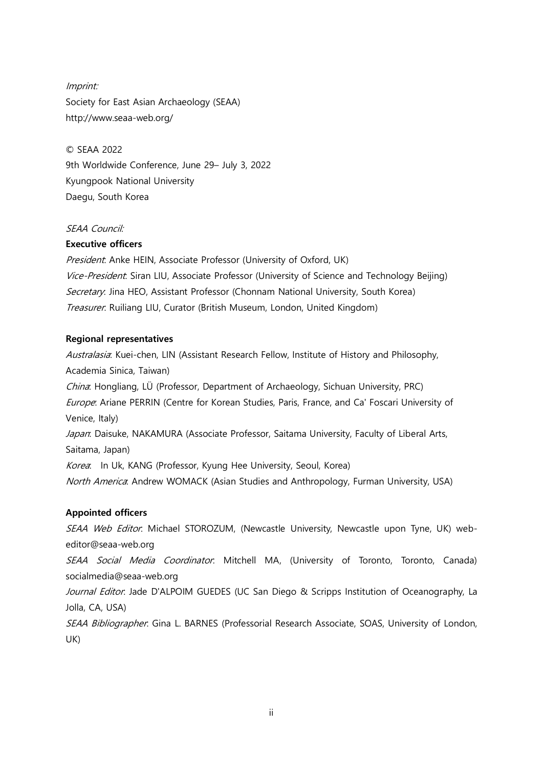*Imprint:*
Society for East Asian Archaeology (SEAA)
http://www.seaa-web.org/

© SEAA 2022
9th Worldwide Conference, June 29– July 3, 2022
Kyungpook National University
Daegu, South Korea

*SEAA Council:*

**Executive officers**

*President*: Anke HEIN, Associate Professor (University of Oxford, UK)
*Vice-President*: Siran LIU, Associate Professor (University of Science and Technology Beijing)
*Secretary*: Jina HEO, Assistant Professor (Chonnam National University, South Korea)
*Treasurer*: Ruiliang LIU, Curator (British Museum, London, United Kingdom)

**Regional representatives**

*Australasia*: Kuei-chen, LIN (Assistant Research Fellow, Institute of History and Philosophy, Academia Sinica, Taiwan)
*China*: Hongliang, LÜ (Professor, Department of Archaeology, Sichuan University, PRC)
*Europe*: Ariane PERRIN (Centre for Korean Studies, Paris, France, and Ca' Foscari University of Venice, Italy)
*Japan*: Daisuke, NAKAMURA (Associate Professor, Saitama University, Faculty of Liberal Arts, Saitama, Japan)
*Korea*: In Uk, KANG (Professor, Kyung Hee University, Seoul, Korea)
*North America*: Andrew WOMACK (Asian Studies and Anthropology, Furman University, USA)

**Appointed officers**

*SEAA Web Editor*: Michael STOROZUM, (Newcastle University, Newcastle upon Tyne, UK) web-editor@seaa-web.org
*SEAA Social Media Coordinator*: Mitchell MA, (University of Toronto, Toronto, Canada) socialmedia@seaa-web.org
*Journal Editor*: Jade D'ALPOIM GUEDES (UC San Diego & Scripps Institution of Oceanography, La Jolla, CA, USA)
*SEAA Bibliographer*: Gina L. BARNES (Professorial Research Associate, SOAS, University of London, UK)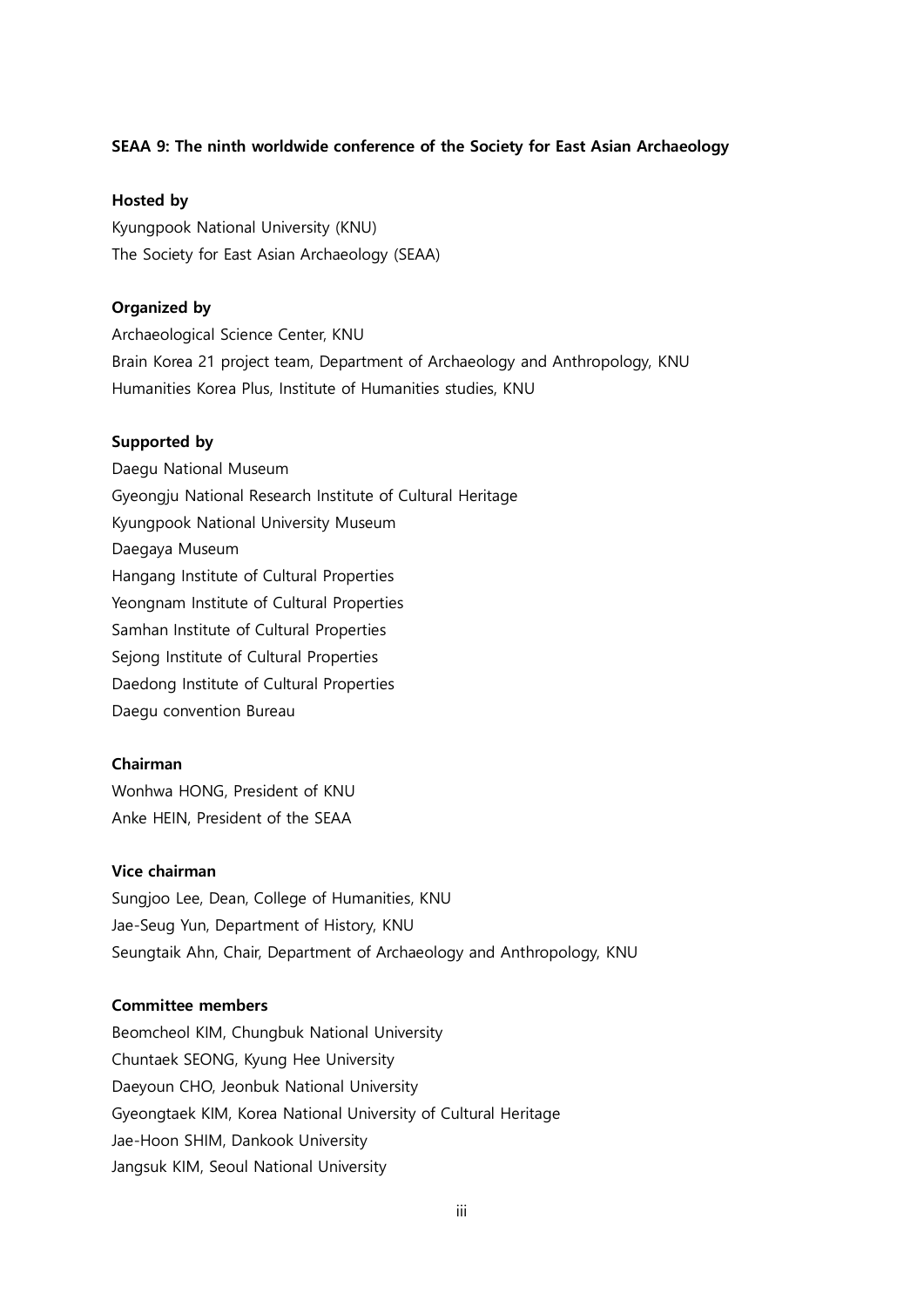**SEAA 9: The ninth worldwide conference of the Society for East Asian Archaeology**

**Hosted by**

Kyungpook National University (KNU)
The Society for East Asian Archaeology (SEAA)

**Organized by**

Archaeological Science Center, KNU
Brain Korea 21 project team, Department of Archaeology and Anthropology, KNU
Humanities Korea Plus, Institute of Humanities studies, KNU

**Supported by**

Daegu National Museum
Gyeongju National Research Institute of Cultural Heritage
Kyungpook National University Museum
Daegaya Museum
Hangang Institute of Cultural Properties
Yeongnam Institute of Cultural Properties
Samhan Institute of Cultural Properties
Sejong Institute of Cultural Properties
Daedong Institute of Cultural Properties
Daegu convention Bureau

**Chairman**

Wonhwa HONG, President of KNU
Anke HEIN, President of the SEAA

**Vice chairman**

Sungjoo Lee, Dean, College of Humanities, KNU
Jae-Seug Yun, Department of History, KNU
Seungtaik Ahn, Chair, Department of Archaeology and Anthropology, KNU

**Committee members**

Beomcheol KIM, Chungbuk National University
Chuntaek SEONG, Kyung Hee University
Daeyoun CHO, Jeonbuk National University
Gyeongtaek KIM, Korea National University of Cultural Heritage
Jae-Hoon SHIM, Dankook University
Jangsuk KIM, Seoul National University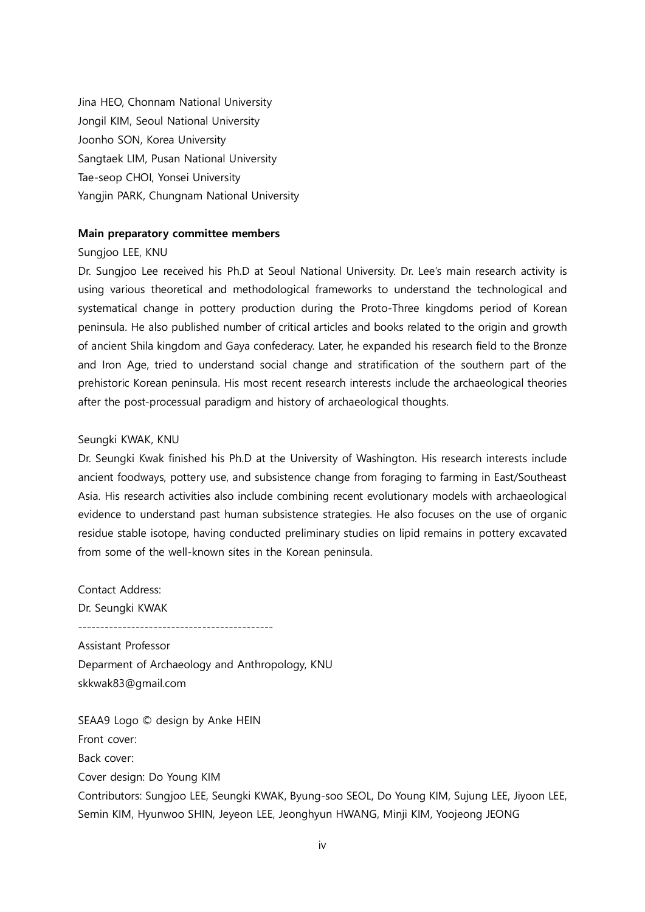Jina HEO, Chonnam National University
Jongil KIM, Seoul National University
Joonho SON, Korea University
Sangtaek LIM, Pusan National University
Tae-seop CHOI, Yonsei University
Yangjin PARK, Chungnam National University

**Main preparatory committee members**

Sungjoo LEE, KNU

Dr. Sungjoo Lee received his Ph.D at Seoul National University. Dr. Lee's main research activity is using various theoretical and methodological frameworks to understand the technological and systematical change in pottery production during the Proto-Three kingdoms period of Korean peninsula. He also published number of critical articles and books related to the origin and growth of ancient Shila kingdom and Gaya confederacy. Later, he expanded his research field to the Bronze and Iron Age, tried to understand social change and stratification of the southern part of the prehistoric Korean peninsula. His most recent research interests include the archaeological theories after the post-processual paradigm and history of archaeological thoughts.

Seungki KWAK, KNU

Dr. Seungki Kwak finished his Ph.D at the University of Washington. His research interests include ancient foodways, pottery use, and subsistence change from foraging to farming in East/Southeast Asia. His research activities also include combining recent evolutionary models with archaeological evidence to understand past human subsistence strategies. He also focuses on the use of organic residue stable isotope, having conducted preliminary studies on lipid remains in pottery excavated from some of the well-known sites in the Korean peninsula.

Contact Address:
Dr. Seungki KWAK

--------------------------------------------

Assistant Professor
Deparment of Archaeology and Anthropology, KNU
skkwak83@gmail.com

SEAA9 Logo © design by Anke HEIN
Front cover:
Back cover:
Cover design: Do Young KIM
Contributors: Sungjoo LEE, Seungki KWAK, Byung-soo SEOL, Do Young KIM, Sujung LEE, Jiyoon LEE, Semin KIM, Hyunwoo SHIN, Jeyeon LEE, Jeonghyun HWANG, Minji KIM, Yoojeong JEONG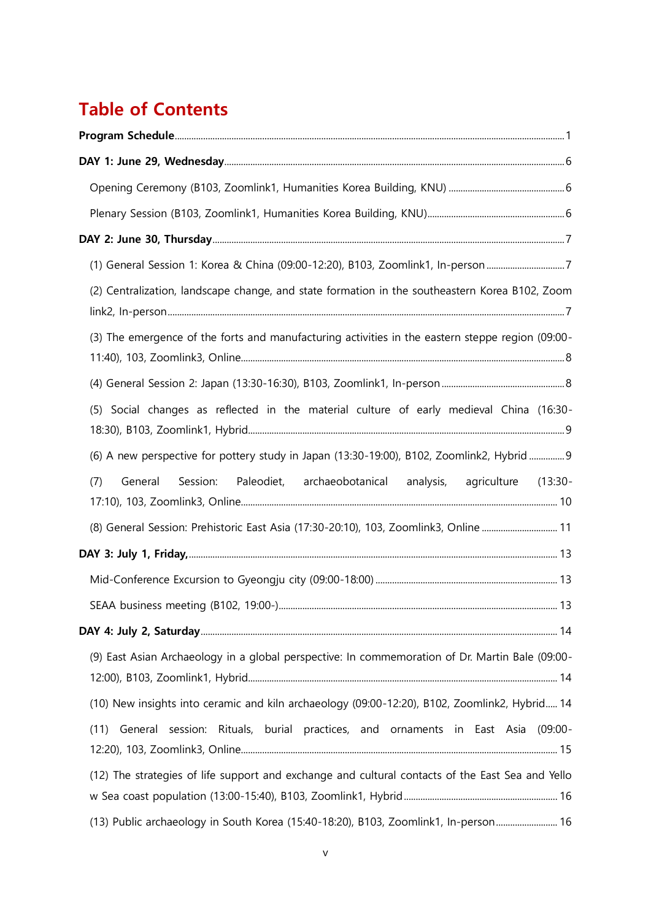# Table of Contents

**Program Schedule** ........ 1

**DAY 1: June 29, Wednesday** ........ 6

- Opening Ceremony (B103, Zoomlink1, Humanities Korea Building, KNU) ........ 6
- Plenary Session (B103, Zoomlink1, Humanities Korea Building, KNU) ........ 6

**DAY 2: June 30, Thursday** ........ 7

- (1) General Session 1: Korea & China (09:00-12:20), B103, Zoomlink1, In-person ........ 7
- (2) Centralization, landscape change, and state formation in the southeastern Korea B102, Zoom link2, In-person ........ 7
- (3) The emergence of the forts and manufacturing activities in the eastern steppe region (09:00-11:40), 103, Zoomlink3, Online ........ 8
- (4) General Session 2: Japan (13:30-16:30), B103, Zoomlink1, In-person ........ 8
- (5) Social changes as reflected in the material culture of early medieval China (16:30-18:30), B103, Zoomlink1, Hybrid ........ 9
- (6) A new perspective for pottery study in Japan (13:30-19:00), B102, Zoomlink2, Hybrid ........ 9
- (7) General Session: Paleodiet, archaeobotanical analysis, agriculture (13:30-17:10), 103, Zoomlink3, Online ........ 10
- (8) General Session: Prehistoric East Asia (17:30-20:10), 103, Zoomlink3, Online ........ 11

**DAY 3: July 1, Friday,** ........ 13

- Mid-Conference Excursion to Gyeongju city (09:00-18:00) ........ 13
- SEAA business meeting (B102, 19:00-) ........ 13

**DAY 4: July 2, Saturday** ........ 14

- (9) East Asian Archaeology in a global perspective: In commemoration of Dr. Martin Bale (09:00-12:00), B103, Zoomlink1, Hybrid ........ 14
- (10) New insights into ceramic and kiln archaeology (09:00-12:20), B102, Zoomlink2, Hybrid ........ 14
- (11) General session: Rituals, burial practices, and ornaments in East Asia (09:00-12:20), 103, Zoomlink3, Online ........ 15
- (12) The strategies of life support and exchange and cultural contacts of the East Sea and Yellow Sea coast population (13:00-15:40), B103, Zoomlink1, Hybrid ........ 16
- (13) Public archaeology in South Korea (15:40-18:20), B103, Zoomlink1, In-person ........ 16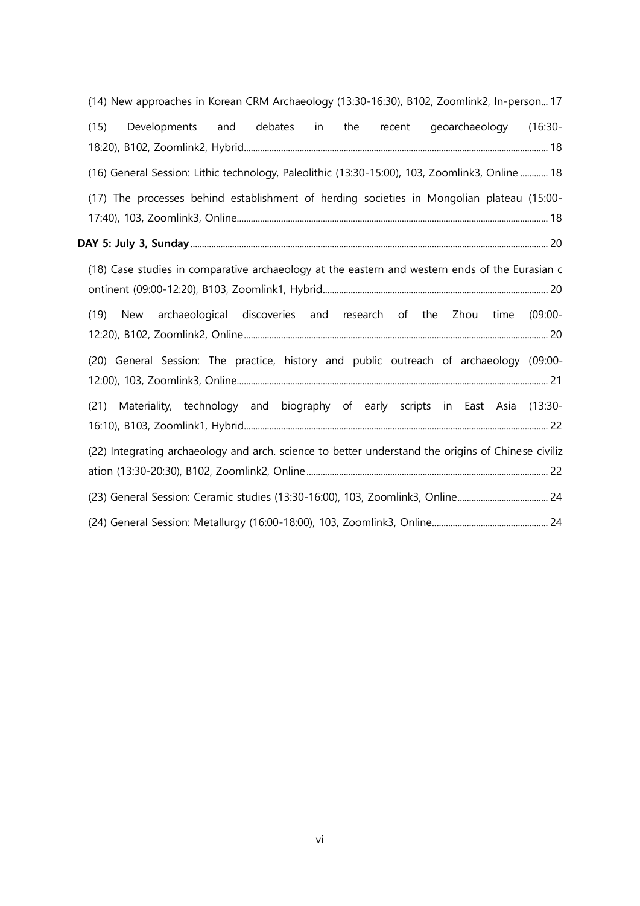(14) New approaches in Korean CRM Archaeology (13:30-16:30), B102, Zoomlink2, In-person... 17

(15) Developments and debates in the recent geoarchaeology (16:30-18:20), B102, Zoomlink2, Hybrid... 18

(16) General Session: Lithic technology, Paleolithic (13:30-15:00), 103, Zoomlink3, Online ... 18

(17) The processes behind establishment of herding societies in Mongolian plateau (15:00-17:40), 103, Zoomlink3, Online... 18

**DAY 5: July 3, Sunday** ... 20

(18) Case studies in comparative archaeology at the eastern and western ends of the Eurasian continent (09:00-12:20), B103, Zoomlink1, Hybrid... 20

(19) New archaeological discoveries and research of the Zhou time (09:00-12:20), B102, Zoomlink2, Online... 20

(20) General Session: The practice, history and public outreach of archaeology (09:00-12:00), 103, Zoomlink3, Online... 21

(21) Materiality, technology and biography of early scripts in East Asia (13:30-16:10), B103, Zoomlink1, Hybrid... 22

(22) Integrating archaeology and arch. science to better understand the origins of Chinese civilization (13:30-20:30), B102, Zoomlink2, Online... 22

(23) General Session: Ceramic studies (13:30-16:00), 103, Zoomlink3, Online... 24

(24) General Session: Metallurgy (16:00-18:00), 103, Zoomlink3, Online... 24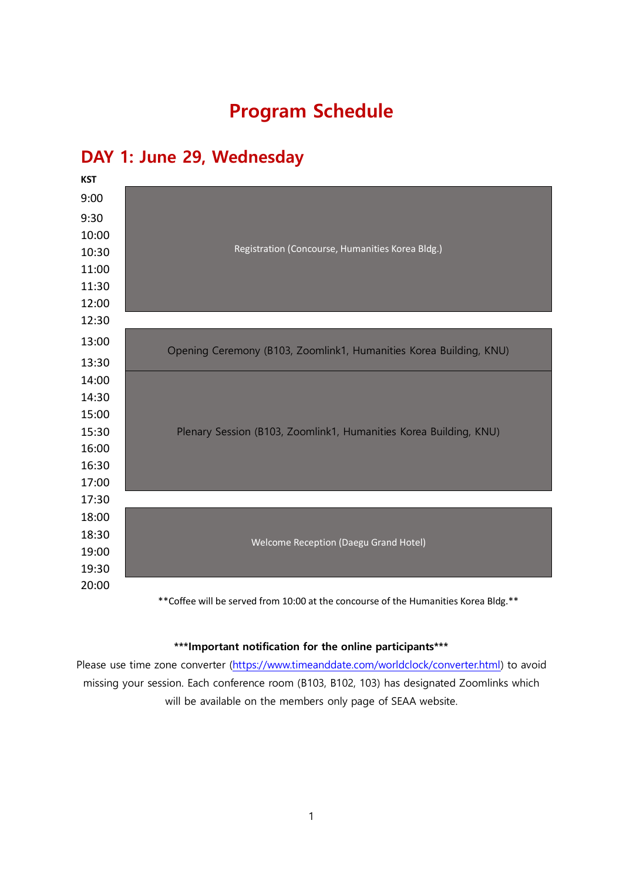# Program Schedule

## DAY 1: June 29, Wednesday

| KST | |
| --- | --- |
| 9:00 – 12:30 | Registration (Concourse, Humanities Korea Bldg.) |
| 13:00 – 13:30 | Opening Ceremony (B103, Zoomlink1, Humanities Korea Building, KNU) |
| 13:30 – 17:00 | Plenary Session (B103, Zoomlink1, Humanities Korea Building, KNU) |
| 18:00 – 20:00 | Welcome Reception (Daegu Grand Hotel) |

**Coffee will be served from 10:00 at the concourse of the Humanities Korea Bldg.**

**\*\*\*Important notification for the online participants\*\*\***

Please use time zone converter (https://www.timeanddate.com/worldclock/converter.html) to avoid missing your session. Each conference room (B103, B102, 103) has designated Zoomlinks which will be available on the members only page of SEAA website.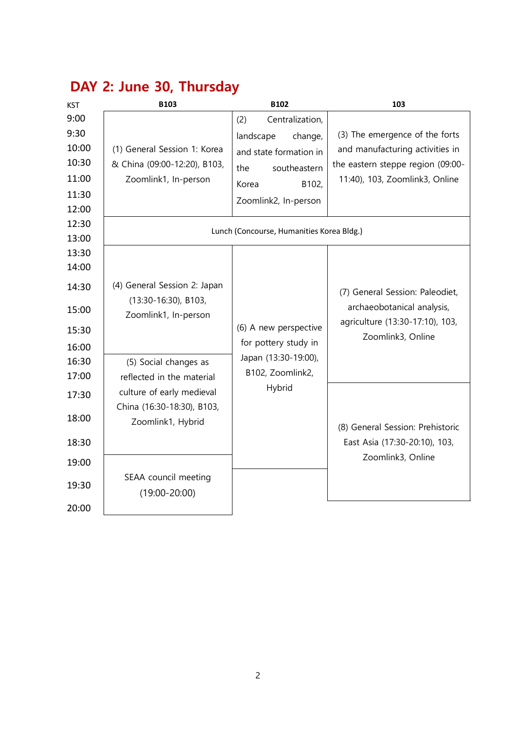## DAY 2: June 30, Thursday

| KST | B103 | B102 | 103 |
| --- | --- | --- | --- |
| 9:00 | (1) General Session 1: Korea & China (09:00-12:20), B103, Zoomlink1, In-person | (2) Centralization, landscape change, and state formation in the southeastern Korea B102, Zoomlink2, In-person | (3) The emergence of the forts and manufacturing activities in the eastern steppe region (09:00-11:40), 103, Zoomlink3, Online |
| 9:30 | | | |
| 10:00 | | | |
| 10:30 | | | |
| 11:00 | | | |
| 11:30 | | | |
| 12:00 | | | |
| 12:30 | Lunch (Concourse, Humanities Korea Bldg.) | | |
| 13:00 | | | |
| 13:30 | (4) General Session 2: Japan (13:30-16:30), B103, Zoomlink1, In-person | (6) A new perspective for pottery study in Japan (13:30-19:00), B102, Zoomlink2, Hybrid | (7) General Session: Paleodiet, archaeobotanical analysis, agriculture (13:30-17:10), 103, Zoomlink3, Online |
| 14:00 | | | |
| 14:30 | | | |
| 15:00 | | | |
| 15:30 | | | |
| 16:00 | | | |
| 16:30 | (5) Social changes as reflected in the material culture of early medieval China (16:30-18:30), B103, Zoomlink1, Hybrid | | |
| 17:00 | | | |
| 17:30 | | | (8) General Session: Prehistoric East Asia (17:30-20:10), 103, Zoomlink3, Online |
| 18:00 | | | |
| 18:30 | | | |
| 19:00 | SEAA council meeting (19:00-20:00) | | |
| 19:30 | | | |
| 20:00 | | | |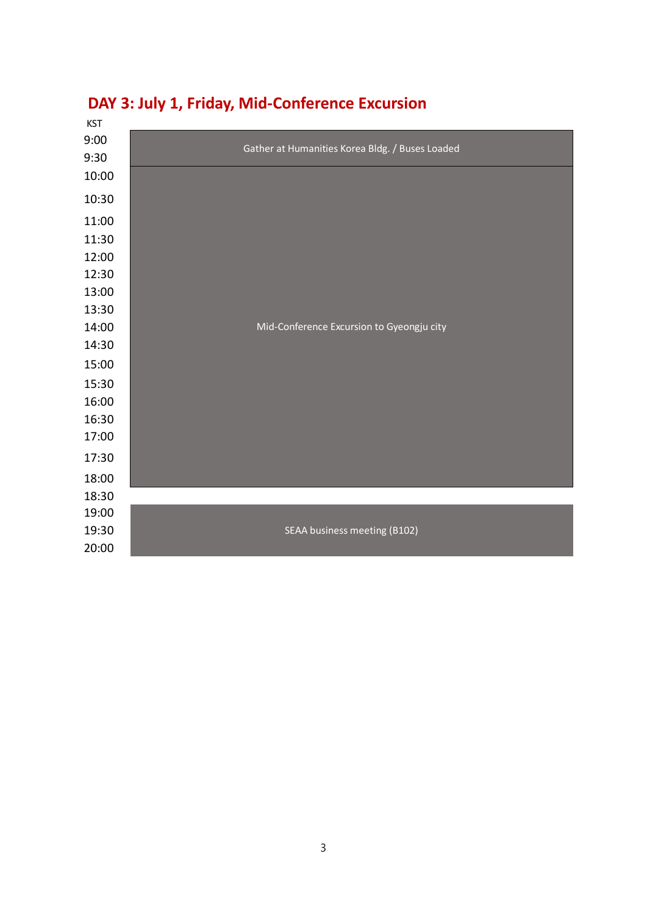## DAY 3: July 1, Friday, Mid-Conference Excursion

| KST | |
|---|---|
| 9:00 | Gather at Humanities Korea Bldg. / Buses Loaded |
| 9:30 | |
| 10:00 | Mid-Conference Excursion to Gyeongju city |
| 10:30 | |
| 11:00 | |
| 11:30 | |
| 12:00 | |
| 12:30 | |
| 13:00 | |
| 13:30 | |
| 14:00 | |
| 14:30 | |
| 15:00 | |
| 15:30 | |
| 16:00 | |
| 16:30 | |
| 17:00 | |
| 17:30 | |
| 18:00 | |
| 18:30 | |
| 19:00 | SEAA business meeting (B102) |
| 19:30 | |
| 20:00 | |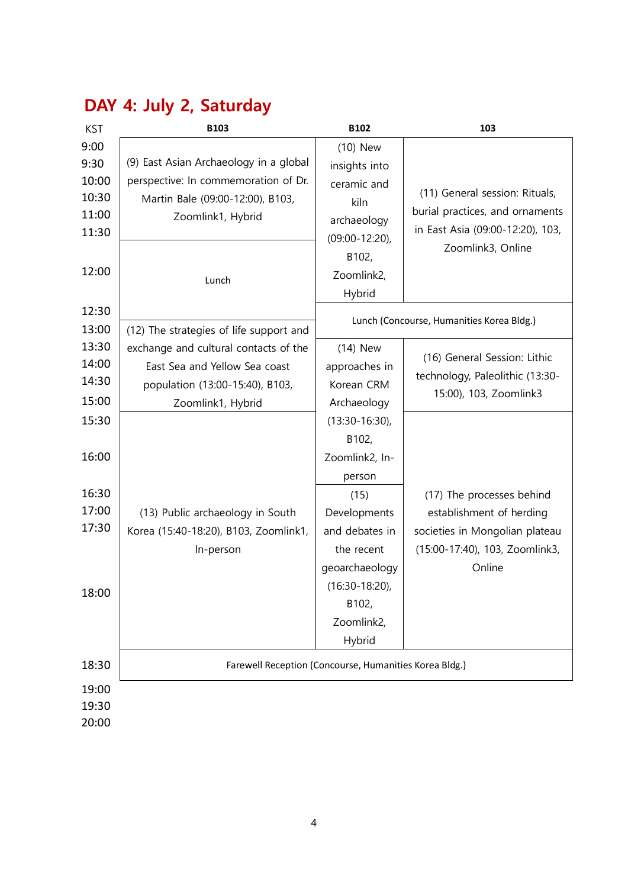## DAY 4: July 2, Saturday

| KST | B103 | B102 | 103 |
|---|---|---|---|
| 9:00–11:30 | (9) East Asian Archaeology in a global perspective: In commemoration of Dr. Martin Bale (09:00-12:00), B103, Zoomlink1, Hybrid | (10) New insights into ceramic and kiln archaeology (09:00-12:20), B102, Zoomlink2, Hybrid | (11) General session: Rituals, burial practices, and ornaments in East Asia (09:00-12:20), 103, Zoomlink3, Online |
| 12:00 | Lunch | | |
| 12:30 | | Lunch (Concourse, Humanities Korea Bldg.) | |
| 13:00–15:00 | (12) The strategies of life support and exchange and cultural contacts of the East Sea and Yellow Sea coast population (13:00-15:40), B103, Zoomlink1, Hybrid | (14) New approaches in Korean CRM Archaeology (13:30-16:30), B102, Zoomlink2, In-person | (16) General Session: Lithic technology, Paleolithic (13:30-15:00), 103, Zoomlink3 |
| 15:30–16:00 | (13) Public archaeology in South Korea (15:40-18:20), B103, Zoomlink1, In-person | | (17) The processes behind establishment of herding societies in Mongolian plateau (15:00-17:40), 103, Zoomlink3, Online |
| 16:30–18:00 | | (15) Developments and debates in the recent geoarchaeology (16:30-18:20), B102, Zoomlink2, Hybrid | |
| 18:30 | Farewell Reception (Concourse, Humanities Korea Bldg.) | | |
| 19:00 | | | |
| 19:30 | | | |
| 20:00 | | | |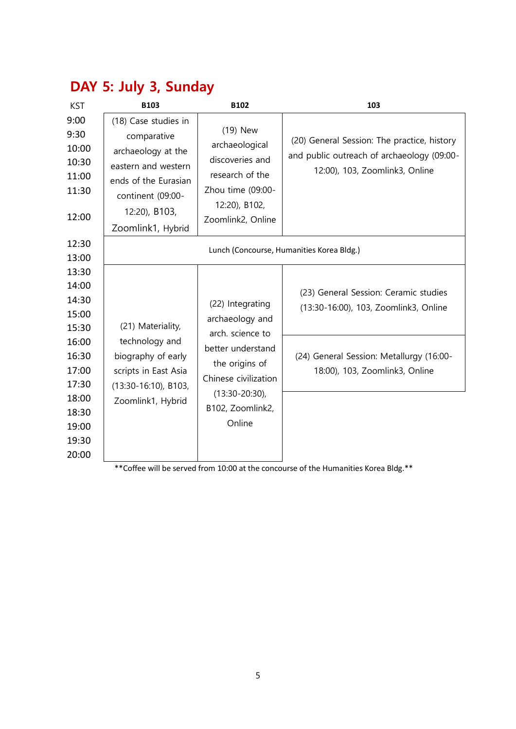# DAY 5: July 3, Sunday

| KST | B103 | B102 | 103 |
|---|---|---|---|
| 9:00–12:00 | (18) Case studies in comparative archaeology at the eastern and western ends of the Eurasian continent (09:00-12:20), B103, Zoomlink1, Hybrid | (19) New archaeological discoveries and research of the Zhou time (09:00-12:20), B102, Zoomlink2, Online | (20) General Session: The practice, history and public outreach of archaeology (09:00-12:00), 103, Zoomlink3, Online |
| 12:30–13:00 | Lunch (Concourse, Humanities Korea Bldg.) | | |
| 13:30–15:30 | (21) Materiality, technology and biography of early scripts in East Asia (13:30-16:10), B103, Zoomlink1, Hybrid | (22) Integrating archaeology and arch. science to better understand the origins of Chinese civilization (13:30-20:30), B102, Zoomlink2, Online | (23) General Session: Ceramic studies (13:30-16:00), 103, Zoomlink3, Online |
| 16:00–17:30 | | | (24) General Session: Metallurgy (16:00-18:00), 103, Zoomlink3, Online |
| 18:00–20:00 | | | |

**Coffee will be served from 10:00 at the concourse of the Humanities Korea Bldg.**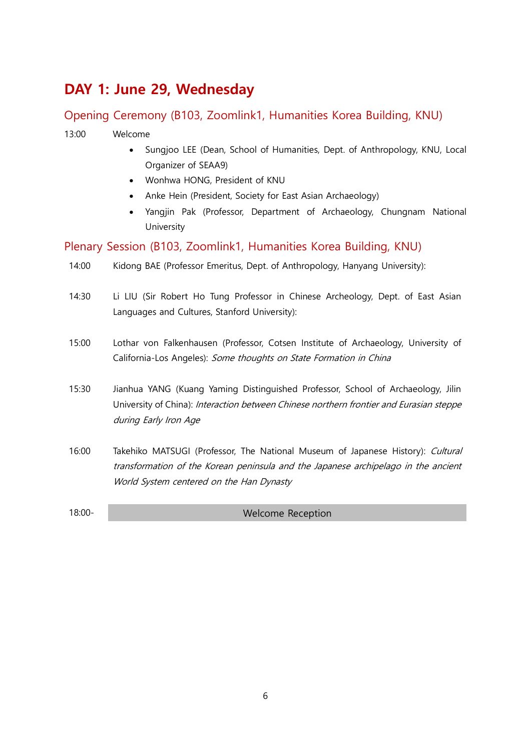# DAY 1: June 29, Wednesday

## Opening Ceremony (B103, Zoomlink1, Humanities Korea Building, KNU)

13:00 Welcome

- Sungjoo LEE (Dean, School of Humanities, Dept. of Anthropology, KNU, Local Organizer of SEAA9)
- Wonhwa HONG, President of KNU
- Anke Hein (President, Society for East Asian Archaeology)
- Yangjin Pak (Professor, Department of Archaeology, Chungnam National University

## Plenary Session (B103, Zoomlink1, Humanities Korea Building, KNU)

14:00 Kidong BAE (Professor Emeritus, Dept. of Anthropology, Hanyang University):

14:30 Li LIU (Sir Robert Ho Tung Professor in Chinese Archeology, Dept. of East Asian Languages and Cultures, Stanford University):

15:00 Lothar von Falkenhausen (Professor, Cotsen Institute of Archaeology, University of California-Los Angeles): *Some thoughts on State Formation in China*

15:30 Jianhua YANG (Kuang Yaming Distinguished Professor, School of Archaeology, Jilin University of China): *Interaction between Chinese northern frontier and Eurasian steppe during Early Iron Age*

16:00 Takehiko MATSUGI (Professor, The National Museum of Japanese History): *Cultural transformation of the Korean peninsula and the Japanese archipelago in the ancient World System centered on the Han Dynasty*

18:00- Welcome Reception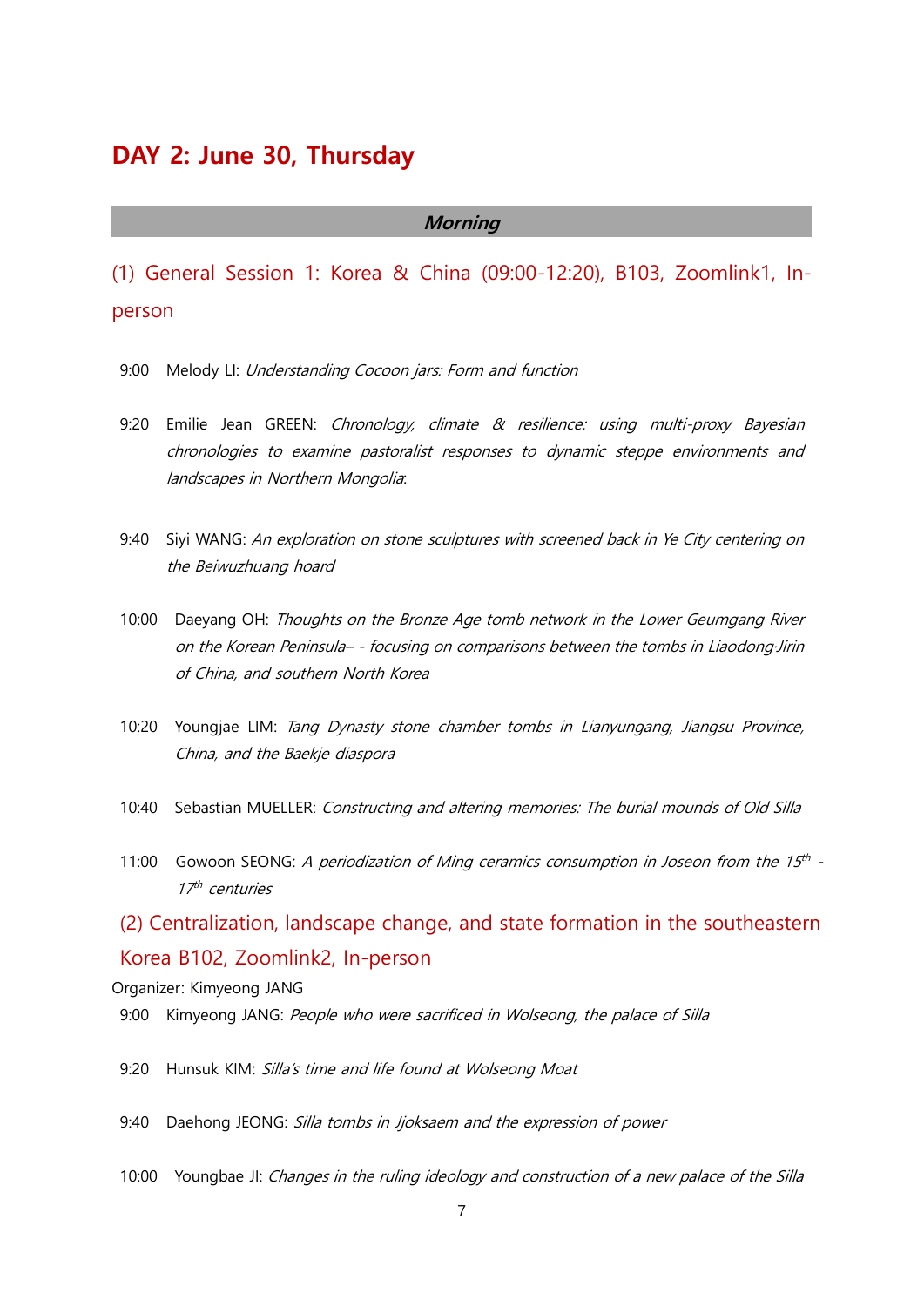# DAY 2: June 30, Thursday

***Morning***

## (1) General Session 1: Korea & China (09:00-12:20), B103, Zoomlink1, In-person

9:00 Melody LI: *Understanding Cocoon jars: Form and function*

9:20 Emilie Jean GREEN: *Chronology, climate & resilience: using multi-proxy Bayesian chronologies to examine pastoralist responses to dynamic steppe environments and landscapes in Northern Mongolia*.

9:40 Siyi WANG: *An exploration on stone sculptures with screened back in Ye City centering on the Beiwuzhuang hoard*

10:00 Daeyang OH: *Thoughts on the Bronze Age tomb network in the Lower Geumgang River on the Korean Peninsula– - focusing on comparisons between the tombs in Liaodong·Jirin of China, and southern North Korea*

10:20 Youngjae LIM: *Tang Dynasty stone chamber tombs in Lianyungang, Jiangsu Province, China, and the Baekje diaspora*

10:40 Sebastian MUELLER: *Constructing and altering memories: The burial mounds of Old Silla*

11:00 Gowoon SEONG: *A periodization of Ming ceramics consumption in Joseon from the 15th - 17th centuries*

## (2) Centralization, landscape change, and state formation in the southeastern Korea B102, Zoomlink2, In-person

Organizer: Kimyeong JANG

9:00 Kimyeong JANG: *People who were sacrificed in Wolseong, the palace of Silla*

9:20 Hunsuk KIM: *Silla's time and life found at Wolseong Moat*

9:40 Daehong JEONG: *Silla tombs in Jjoksaem and the expression of power*

10:00 Youngbae JI: *Changes in the ruling ideology and construction of a new palace of the Silla*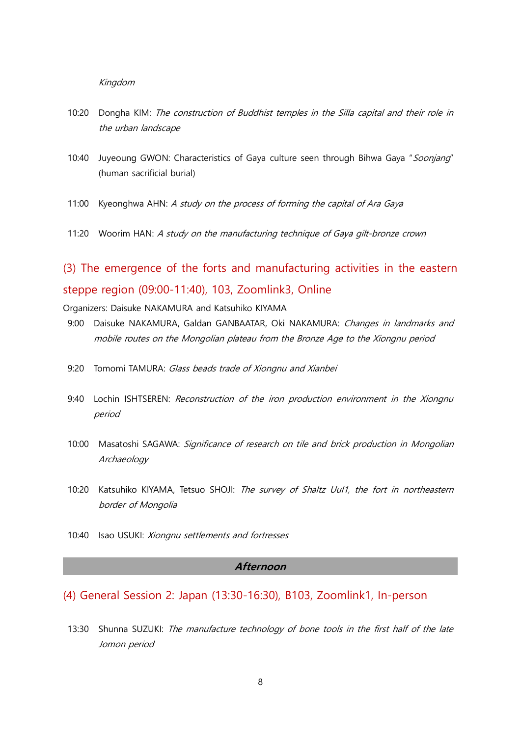*Kingdom*

10:20 Dongha KIM: *The construction of Buddhist temples in the Silla capital and their role in the urban landscape*

10:40 Juyeoung GWON: Characteristics of Gaya culture seen through Bihwa Gaya "*Soonjang*" (human sacrificial burial)

11:00 Kyeonghwa AHN: *A study on the process of forming the capital of Ara Gaya*

11:20 Woorim HAN: *A study on the manufacturing technique of Gaya gilt-bronze crown*

## (3) The emergence of the forts and manufacturing activities in the eastern steppe region (09:00-11:40), 103, Zoomlink3, Online

Organizers: Daisuke NAKAMURA and Katsuhiko KIYAMA

9:00 Daisuke NAKAMURA, Galdan GANBAATAR, Oki NAKAMURA: *Changes in landmarks and mobile routes on the Mongolian plateau from the Bronze Age to the Xiongnu period*

9:20 Tomomi TAMURA: *Glass beads trade of Xiongnu and Xianbei*

9:40 Lochin ISHTSEREN: *Reconstruction of the iron production environment in the Xiongnu period*

10:00 Masatoshi SAGAWA: *Significance of research on tile and brick production in Mongolian Archaeology*

10:20 Katsuhiko KIYAMA, Tetsuo SHOJI: *The survey of Shaltz Uul1, the fort in northeastern border of Mongolia*

10:40 Isao USUKI: *Xiongnu settlements and fortresses*

**Afternoon**

## (4) General Session 2: Japan (13:30-16:30), B103, Zoomlink1, In-person

13:30 Shunna SUZUKI: *The manufacture technology of bone tools in the first half of the late Jomon period*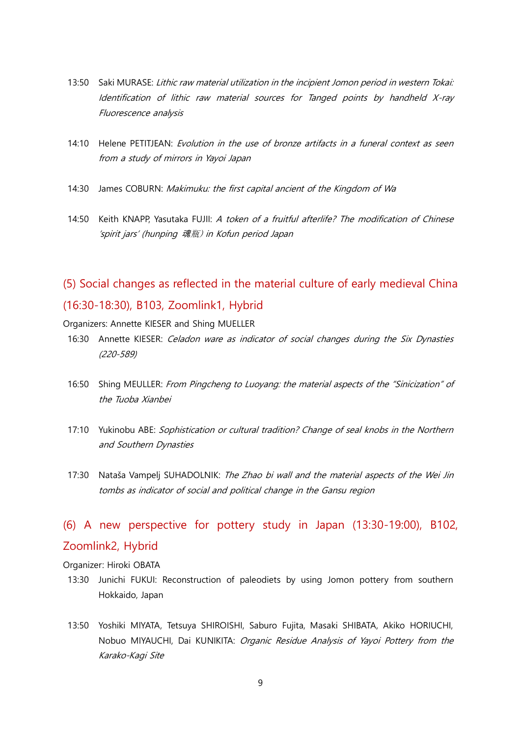13:50 Saki MURASE: *Lithic raw material utilization in the incipient Jomon period in western Tokai: Identification of lithic raw material sources for Tanged points by handheld X-ray Fluorescence analysis*

14:10 Helene PETITJEAN: *Evolution in the use of bronze artifacts in a funeral context as seen from a study of mirrors in Yayoi Japan*

14:30 James COBURN: *Makimuku: the first capital ancient of the Kingdom of Wa*

14:50 Keith KNAPP, Yasutaka FUJII: *A token of a fruitful afterlife? The modification of Chinese 'spirit jars' (hunping 魂瓶) in Kofun period Japan*

## (5) Social changes as reflected in the material culture of early medieval China (16:30-18:30), B103, Zoomlink1, Hybrid

Organizers: Annette KIESER and Shing MUELLER

16:30 Annette KIESER: *Celadon ware as indicator of social changes during the Six Dynasties (220-589)*

16:50 Shing MEULLER: *From Pingcheng to Luoyang: the material aspects of the "Sinicization" of the Tuoba Xianbei*

17:10 Yukinobu ABE: *Sophistication or cultural tradition? Change of seal knobs in the Northern and Southern Dynasties*

17:30 Nataša Vampelj SUHADOLNIK: *The Zhao bi wall and the material aspects of the Wei Jin tombs as indicator of social and political change in the Gansu region*

## (6) A new perspective for pottery study in Japan (13:30-19:00), B102, Zoomlink2, Hybrid

Organizer: Hiroki OBATA

13:30 Junichi FUKUI: Reconstruction of paleodiets by using Jomon pottery from southern Hokkaido, Japan

13:50 Yoshiki MIYATA, Tetsuya SHIROISHI, Saburo Fujita, Masaki SHIBATA, Akiko HORIUCHI, Nobuo MIYAUCHI, Dai KUNIKITA: *Organic Residue Analysis of Yayoi Pottery from the Karako-Kagi Site*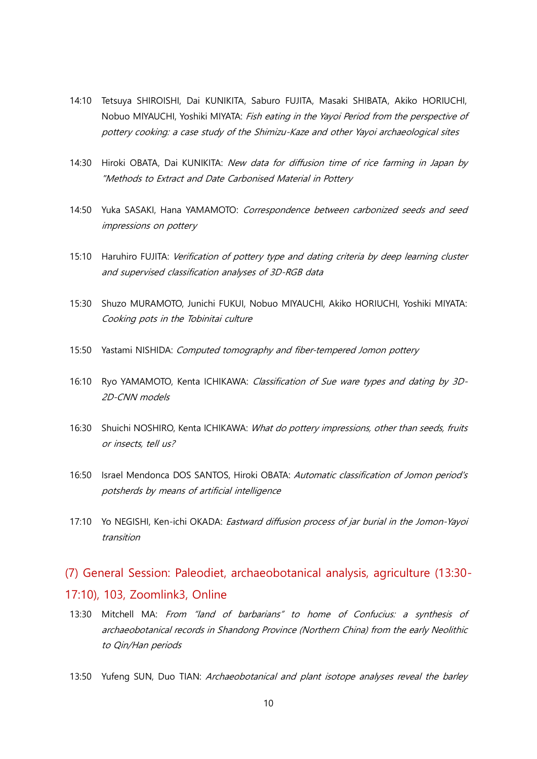14:10 Tetsuya SHIROISHI, Dai KUNIKITA, Saburo FUJITA, Masaki SHIBATA, Akiko HORIUCHI, Nobuo MIYAUCHI, Yoshiki MIYATA: *Fish eating in the Yayoi Period from the perspective of pottery cooking: a case study of the Shimizu-Kaze and other Yayoi archaeological sites*

14:30 Hiroki OBATA, Dai KUNIKITA: *New data for diffusion time of rice farming in Japan by "Methods to Extract and Date Carbonised Material in Pottery*

14:50 Yuka SASAKI, Hana YAMAMOTO: *Correspondence between carbonized seeds and seed impressions on pottery*

15:10 Haruhiro FUJITA: *Verification of pottery type and dating criteria by deep learning cluster and supervised classification analyses of 3D-RGB data*

15:30 Shuzo MURAMOTO, Junichi FUKUI, Nobuo MIYAUCHI, Akiko HORIUCHI, Yoshiki MIYATA: *Cooking pots in the Tobinitai culture*

15:50 Yastami NISHIDA: *Computed tomography and fiber-tempered Jomon pottery*

16:10 Ryo YAMAMOTO, Kenta ICHIKAWA: *Classification of Sue ware types and dating by 3D-2D-CNN models*

16:30 Shuichi NOSHIRO, Kenta ICHIKAWA: *What do pottery impressions, other than seeds, fruits or insects, tell us?*

16:50 Israel Mendonca DOS SANTOS, Hiroki OBATA: *Automatic classification of Jomon period's potsherds by means of artificial intelligence*

17:10 Yo NEGISHI, Ken-ichi OKADA: *Eastward diffusion process of jar burial in the Jomon-Yayoi transition*

## (7) General Session: Paleodiet, archaeobotanical analysis, agriculture (13:30-17:10), 103, Zoomlink3, Online

13:30 Mitchell MA: *From "land of barbarians" to home of Confucius: a synthesis of archaeobotanical records in Shandong Province (Northern China) from the early Neolithic to Qin/Han periods*

13:50 Yufeng SUN, Duo TIAN: *Archaeobotanical and plant isotope analyses reveal the barley*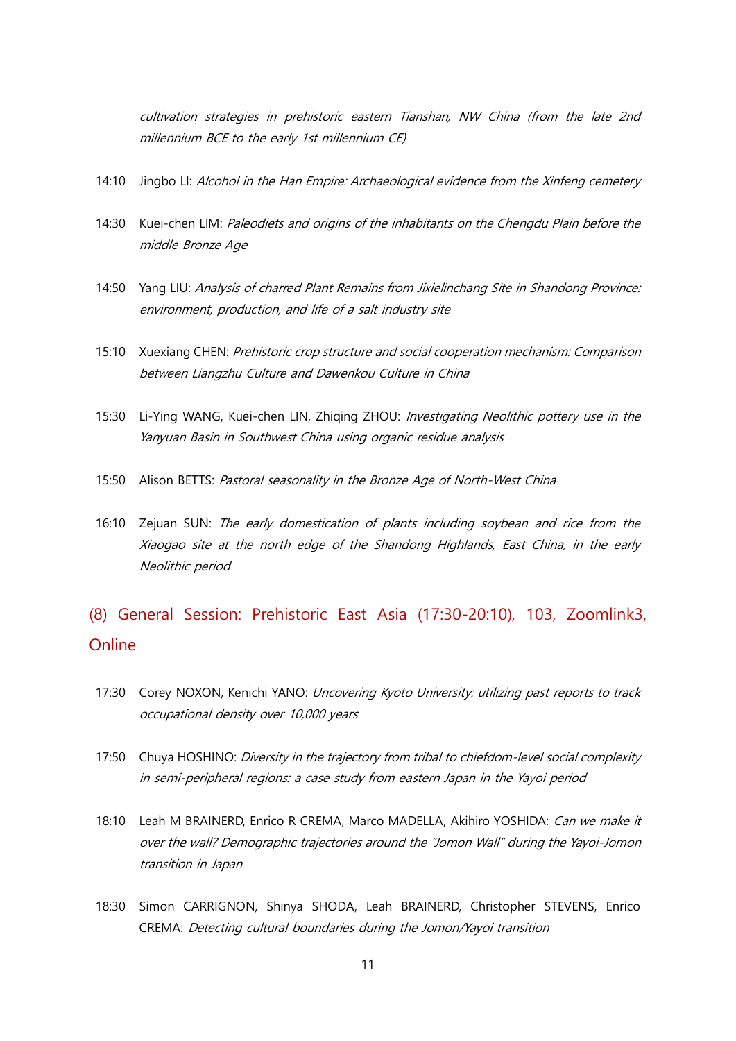*cultivation strategies in prehistoric eastern Tianshan, NW China (from the late 2nd millennium BCE to the early 1st millennium CE)*

14:10 Jingbo LI: *Alcohol in the Han Empire: Archaeological evidence from the Xinfeng cemetery*

14:30 Kuei-chen LIM: *Paleodiets and origins of the inhabitants on the Chengdu Plain before the middle Bronze Age*

14:50 Yang LIU: *Analysis of charred Plant Remains from Jixielinchang Site in Shandong Province: environment, production, and life of a salt industry site*

15:10 Xuexiang CHEN: *Prehistoric crop structure and social cooperation mechanism: Comparison between Liangzhu Culture and Dawenkou Culture in China*

15:30 Li-Ying WANG, Kuei-chen LIN, Zhiqing ZHOU: *Investigating Neolithic pottery use in the Yanyuan Basin in Southwest China using organic residue analysis*

15:50 Alison BETTS: *Pastoral seasonality in the Bronze Age of North-West China*

16:10 Zejuan SUN: *The early domestication of plants including soybean and rice from the Xiaogao site at the north edge of the Shandong Highlands, East China, in the early Neolithic period*

## (8) General Session: Prehistoric East Asia (17:30-20:10), 103, Zoomlink3, Online

17:30 Corey NOXON, Kenichi YANO: *Uncovering Kyoto University: utilizing past reports to track occupational density over 10,000 years*

17:50 Chuya HOSHINO: *Diversity in the trajectory from tribal to chiefdom-level social complexity in semi-peripheral regions: a case study from eastern Japan in the Yayoi period*

18:10 Leah M BRAINERD, Enrico R CREMA, Marco MADELLA, Akihiro YOSHIDA: *Can we make it over the wall? Demographic trajectories around the "Jomon Wall" during the Yayoi-Jomon transition in Japan*

18:30 Simon CARRIGNON, Shinya SHODA, Leah BRAINERD, Christopher STEVENS, Enrico CREMA: *Detecting cultural boundaries during the Jomon/Yayoi transition*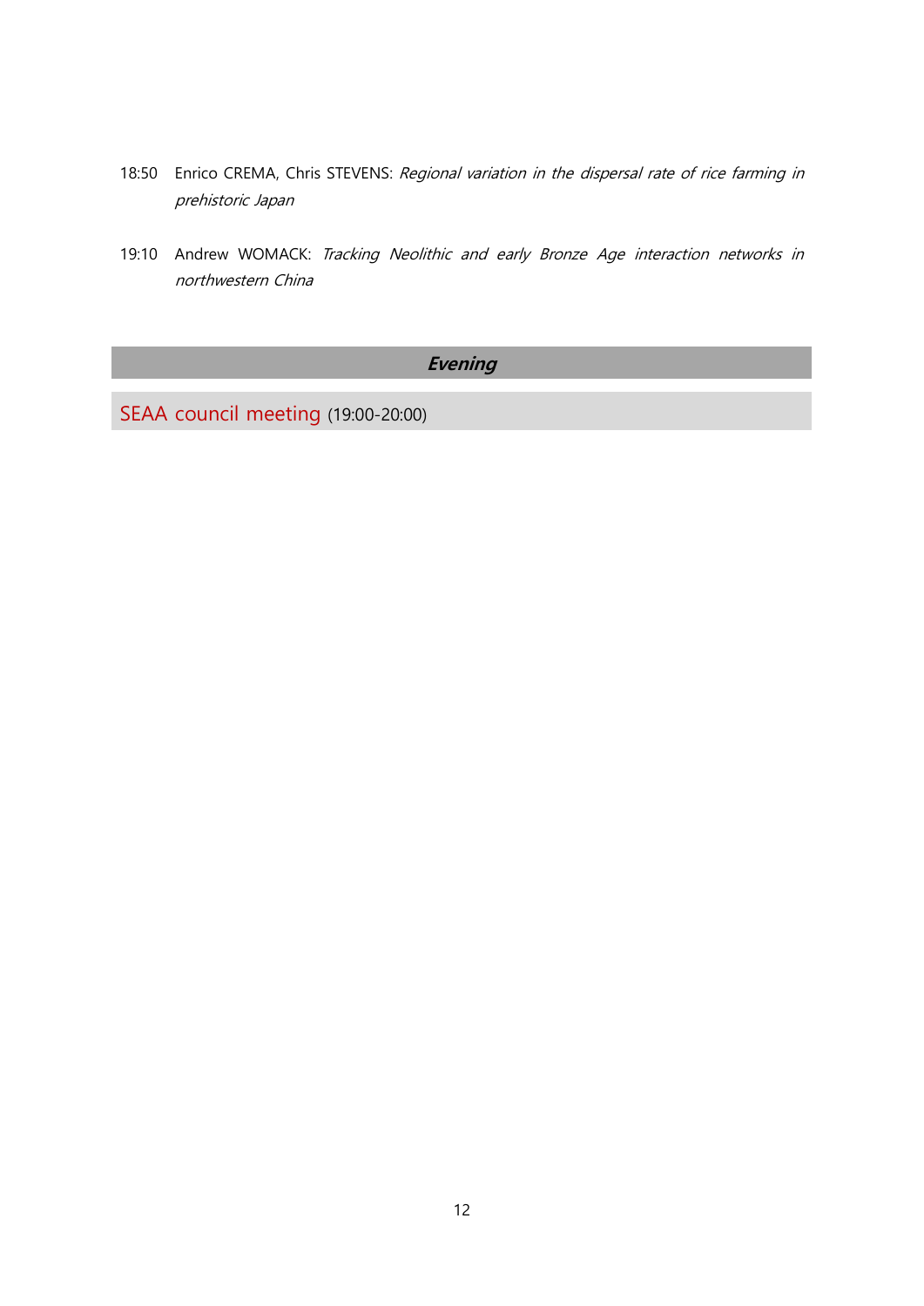18:50 Enrico CREMA, Chris STEVENS: *Regional variation in the dispersal rate of rice farming in prehistoric Japan*

19:10 Andrew WOMACK: *Tracking Neolithic and early Bronze Age interaction networks in northwestern China*

## ***Evening***

SEAA council meeting (19:00-20:00)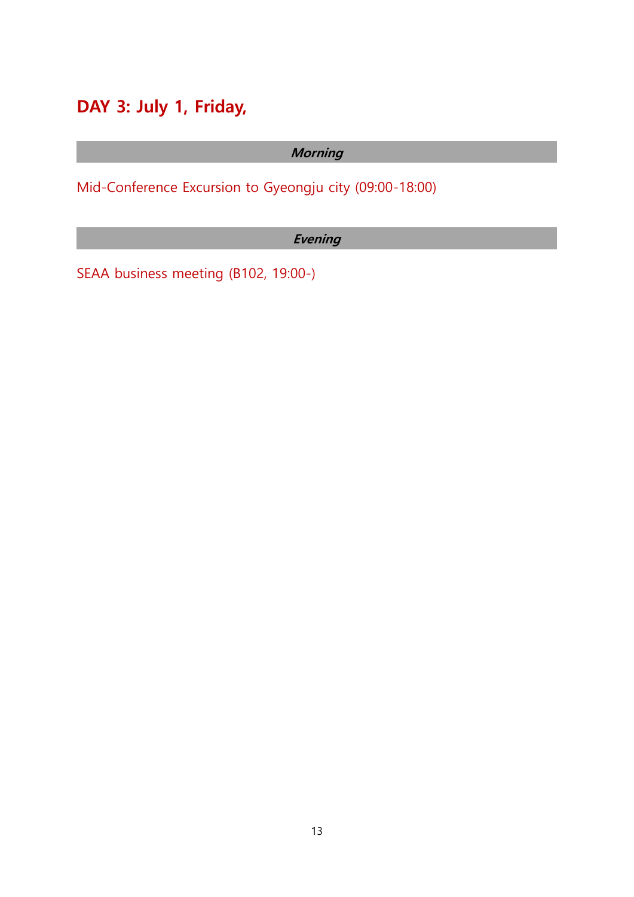## DAY 3: July 1, Friday,

***Morning***

Mid-Conference Excursion to Gyeongju city (09:00-18:00)

***Evening***

SEAA business meeting (B102, 19:00-)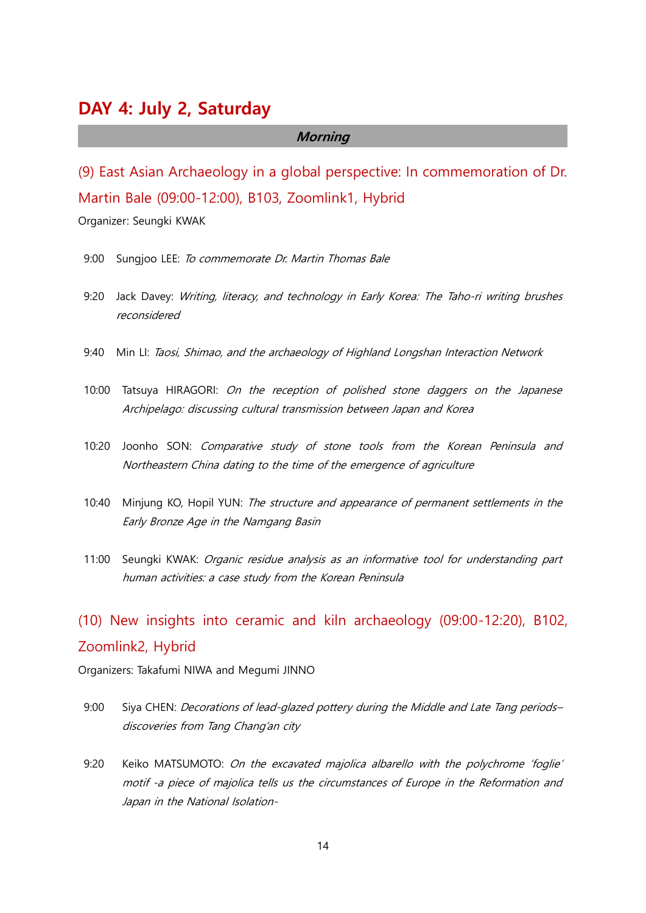# DAY 4: July 2, Saturday

***Morning***

## (9) East Asian Archaeology in a global perspective: In commemoration of Dr. Martin Bale (09:00-12:00), B103, Zoomlink1, Hybrid

Organizer: Seungki KWAK

9:00 Sungjoo LEE: *To commemorate Dr. Martin Thomas Bale*

9:20 Jack Davey: *Writing, literacy, and technology in Early Korea: The Taho-ri writing brushes reconsidered*

9:40 Min LI: *Taosi, Shimao, and the archaeology of Highland Longshan Interaction Network*

10:00 Tatsuya HIRAGORI: *On the reception of polished stone daggers on the Japanese Archipelago: discussing cultural transmission between Japan and Korea*

10:20 Joonho SON: *Comparative study of stone tools from the Korean Peninsula and Northeastern China dating to the time of the emergence of agriculture*

10:40 Minjung KO, Hopil YUN: *The structure and appearance of permanent settlements in the Early Bronze Age in the Namgang Basin*

11:00 Seungki KWAK: *Organic residue analysis as an informative tool for understanding part human activities: a case study from the Korean Peninsula*

## (10) New insights into ceramic and kiln archaeology (09:00-12:20), B102, Zoomlink2, Hybrid

Organizers: Takafumi NIWA and Megumi JINNO

9:00 Siya CHEN: *Decorations of lead-glazed pottery during the Middle and Late Tang periods–discoveries from Tang Chang'an city*

9:20 Keiko MATSUMOTO: *On the excavated majolica albarello with the polychrome 'foglie' motif -a piece of majolica tells us the circumstances of Europe in the Reformation and Japan in the National Isolation-*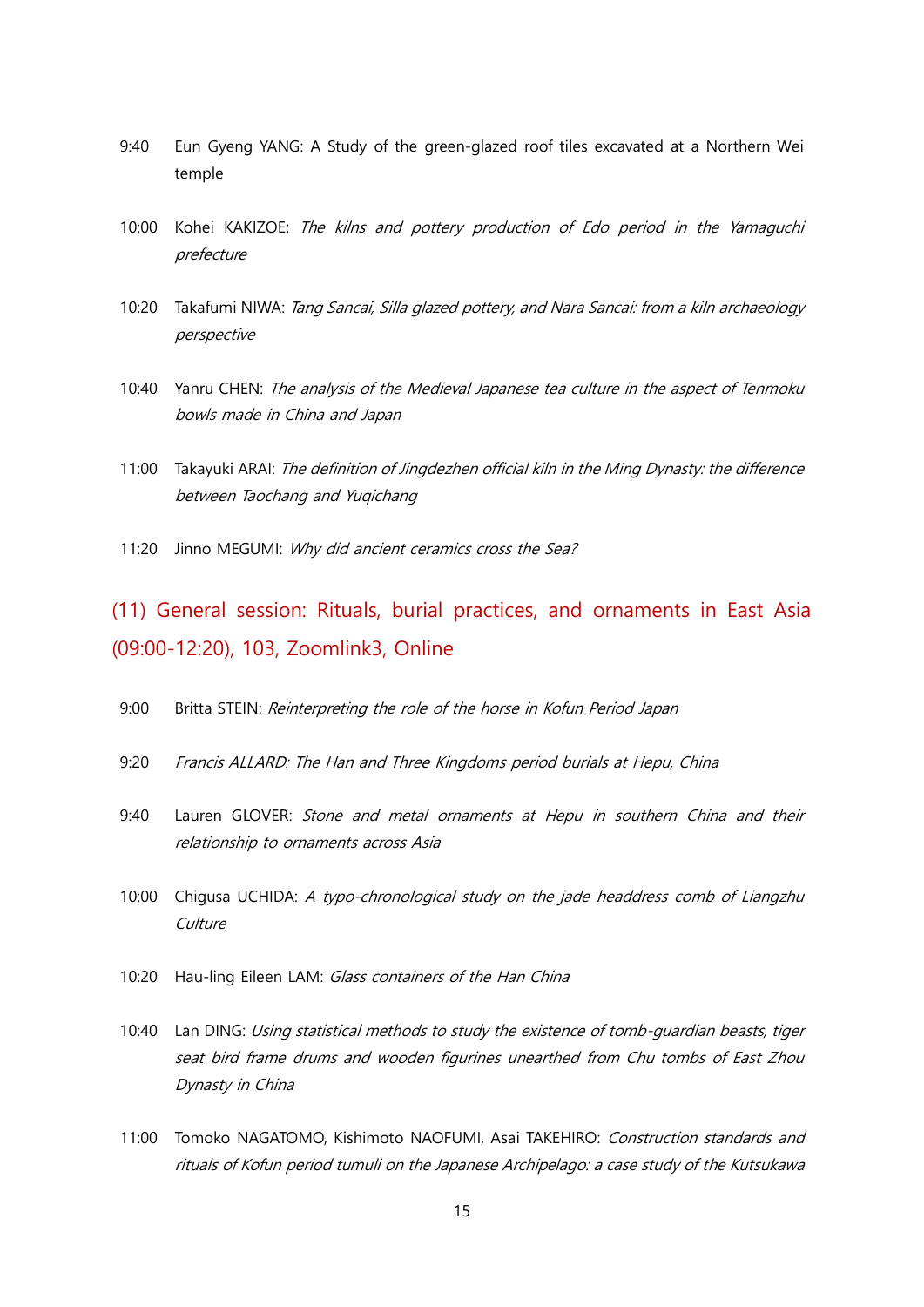9:40 Eun Gyeng YANG: A Study of the green-glazed roof tiles excavated at a Northern Wei temple

10:00 Kohei KAKIZOE: *The kilns and pottery production of Edo period in the Yamaguchi prefecture*

10:20 Takafumi NIWA: *Tang Sancai, Silla glazed pottery, and Nara Sancai: from a kiln archaeology perspective*

10:40 Yanru CHEN: *The analysis of the Medieval Japanese tea culture in the aspect of Tenmoku bowls made in China and Japan*

11:00 Takayuki ARAI: *The definition of Jingdezhen official kiln in the Ming Dynasty: the difference between Taochang and Yuqichang*

11:20 Jinno MEGUMI: *Why did ancient ceramics cross the Sea?*

## (11) General session: Rituals, burial practices, and ornaments in East Asia (09:00-12:20), 103, Zoomlink3, Online

9:00 Britta STEIN: *Reinterpreting the role of the horse in Kofun Period Japan*

9:20 *Francis ALLARD: The Han and Three Kingdoms period burials at Hepu, China*

9:40 Lauren GLOVER: *Stone and metal ornaments at Hepu in southern China and their relationship to ornaments across Asia*

10:00 Chigusa UCHIDA: *A typo-chronological study on the jade headdress comb of Liangzhu Culture*

10:20 Hau-ling Eileen LAM: *Glass containers of the Han China*

10:40 Lan DING: *Using statistical methods to study the existence of tomb-guardian beasts, tiger seat bird frame drums and wooden figurines unearthed from Chu tombs of East Zhou Dynasty in China*

11:00 Tomoko NAGATOMO, Kishimoto NAOFUMI, Asai TAKEHIRO: *Construction standards and rituals of Kofun period tumuli on the Japanese Archipelago: a case study of the Kutsukawa*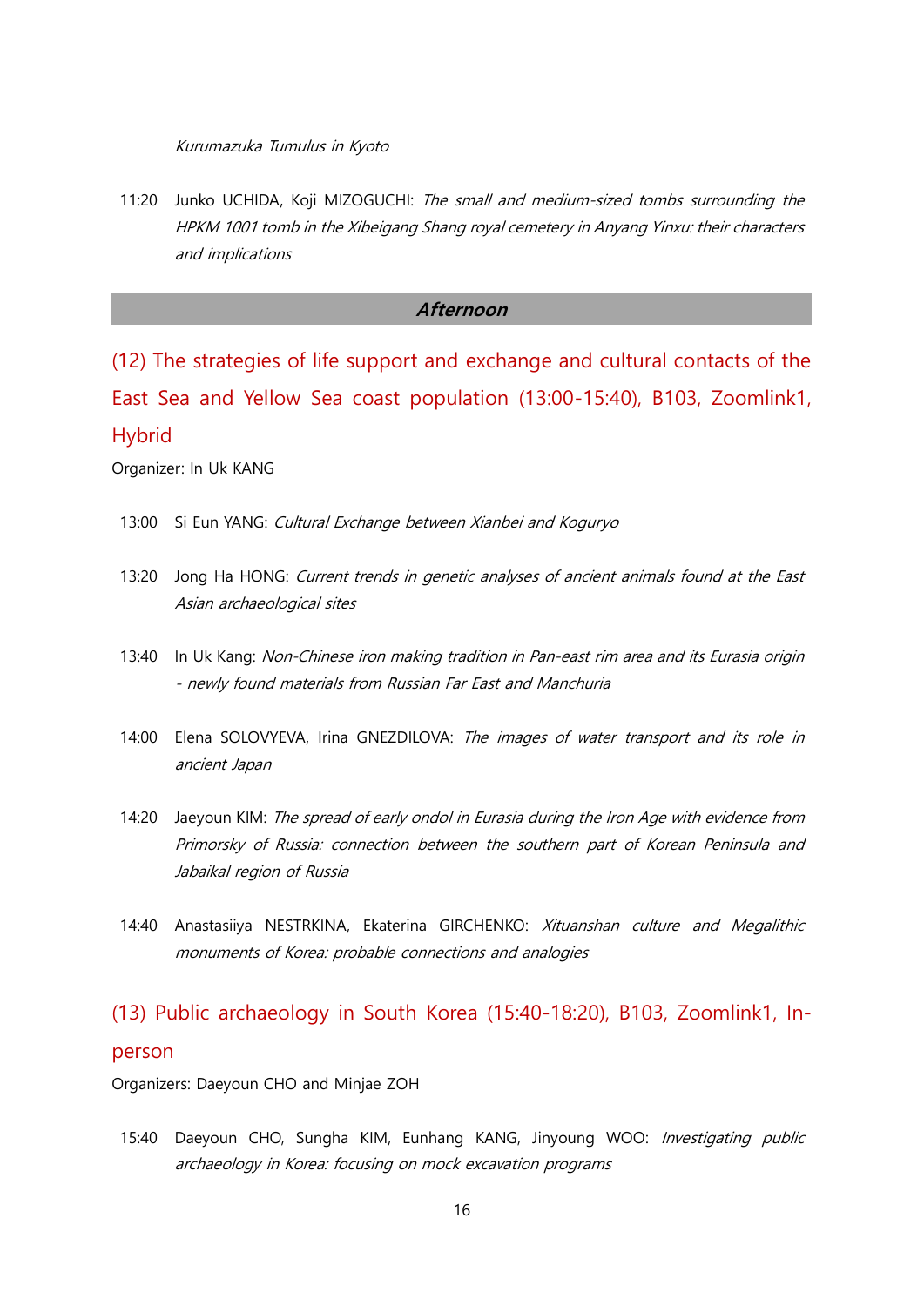*Kurumazuka Tumulus in Kyoto*

11:20 Junko UCHIDA, Koji MIZOGUCHI: *The small and medium-sized tombs surrounding the HPKM 1001 tomb in the Xibeigang Shang royal cemetery in Anyang Yinxu: their characters and implications*

## ***Afternoon***

## (12) The strategies of life support and exchange and cultural contacts of the East Sea and Yellow Sea coast population (13:00-15:40), B103, Zoomlink1, Hybrid

Organizer: In Uk KANG

13:00 Si Eun YANG: *Cultural Exchange between Xianbei and Koguryo*

13:20 Jong Ha HONG: *Current trends in genetic analyses of ancient animals found at the East Asian archaeological sites*

13:40 In Uk Kang: *Non-Chinese iron making tradition in Pan-east rim area and its Eurasia origin - newly found materials from Russian Far East and Manchuria*

14:00 Elena SOLOVYEVA, Irina GNEZDILOVA: *The images of water transport and its role in ancient Japan*

14:20 Jaeyoun KIM: *The spread of early ondol in Eurasia during the Iron Age with evidence from Primorsky of Russia: connection between the southern part of Korean Peninsula and Jabaikal region of Russia*

14:40 Anastasiiya NESTRKINA, Ekaterina GIRCHENKO: *Xituanshan culture and Megalithic monuments of Korea: probable connections and analogies*

## (13) Public archaeology in South Korea (15:40-18:20), B103, Zoomlink1, In-person

Organizers: Daeyoun CHO and Minjae ZOH

15:40 Daeyoun CHO, Sungha KIM, Eunhang KANG, Jinyoung WOO: *Investigating public archaeology in Korea: focusing on mock excavation programs*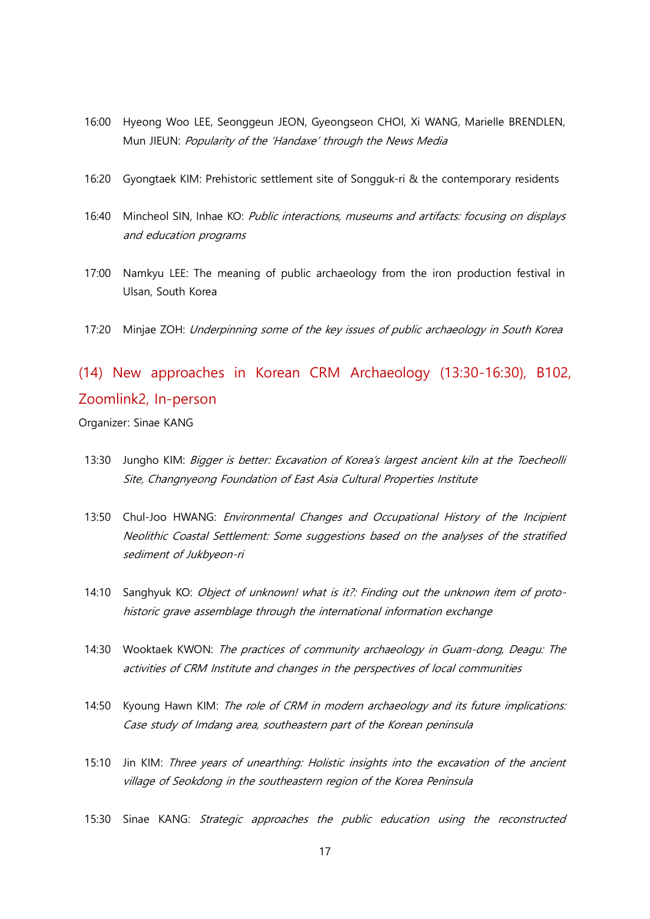16:00 Hyeong Woo LEE, Seonggeun JEON, Gyeongseon CHOI, Xi WANG, Marielle BRENDLEN, Mun JIEUN: *Popularity of the 'Handaxe' through the News Media*

16:20 Gyongtaek KIM: Prehistoric settlement site of Songguk-ri & the contemporary residents

16:40 Mincheol SIN, Inhae KO: *Public interactions, museums and artifacts: focusing on displays and education programs*

17:00 Namkyu LEE: The meaning of public archaeology from the iron production festival in Ulsan, South Korea

17:20 Minjae ZOH: *Underpinning some of the key issues of public archaeology in South Korea*

## (14) New approaches in Korean CRM Archaeology (13:30-16:30), B102, Zoomlink2, In-person

Organizer: Sinae KANG

13:30 Jungho KIM: *Bigger is better: Excavation of Korea's largest ancient kiln at the Toecheolli Site, Changnyeong Foundation of East Asia Cultural Properties Institute*

13:50 Chul-Joo HWANG: *Environmental Changes and Occupational History of the Incipient Neolithic Coastal Settlement: Some suggestions based on the analyses of the stratified sediment of Jukbyeon-ri*

14:10 Sanghyuk KO: *Object of unknown! what is it?: Finding out the unknown item of proto-historic grave assemblage through the international information exchange*

14:30 Wooktaek KWON: *The practices of community archaeology in Guam-dong, Deagu: The activities of CRM Institute and changes in the perspectives of local communities*

14:50 Kyoung Hawn KIM: *The role of CRM in modern archaeology and its future implications: Case study of Imdang area, southeastern part of the Korean peninsula*

15:10 Jin KIM: *Three years of unearthing: Holistic insights into the excavation of the ancient village of Seokdong in the southeastern region of the Korea Peninsula*

15:30 Sinae KANG: *Strategic approaches the public education using the reconstructed*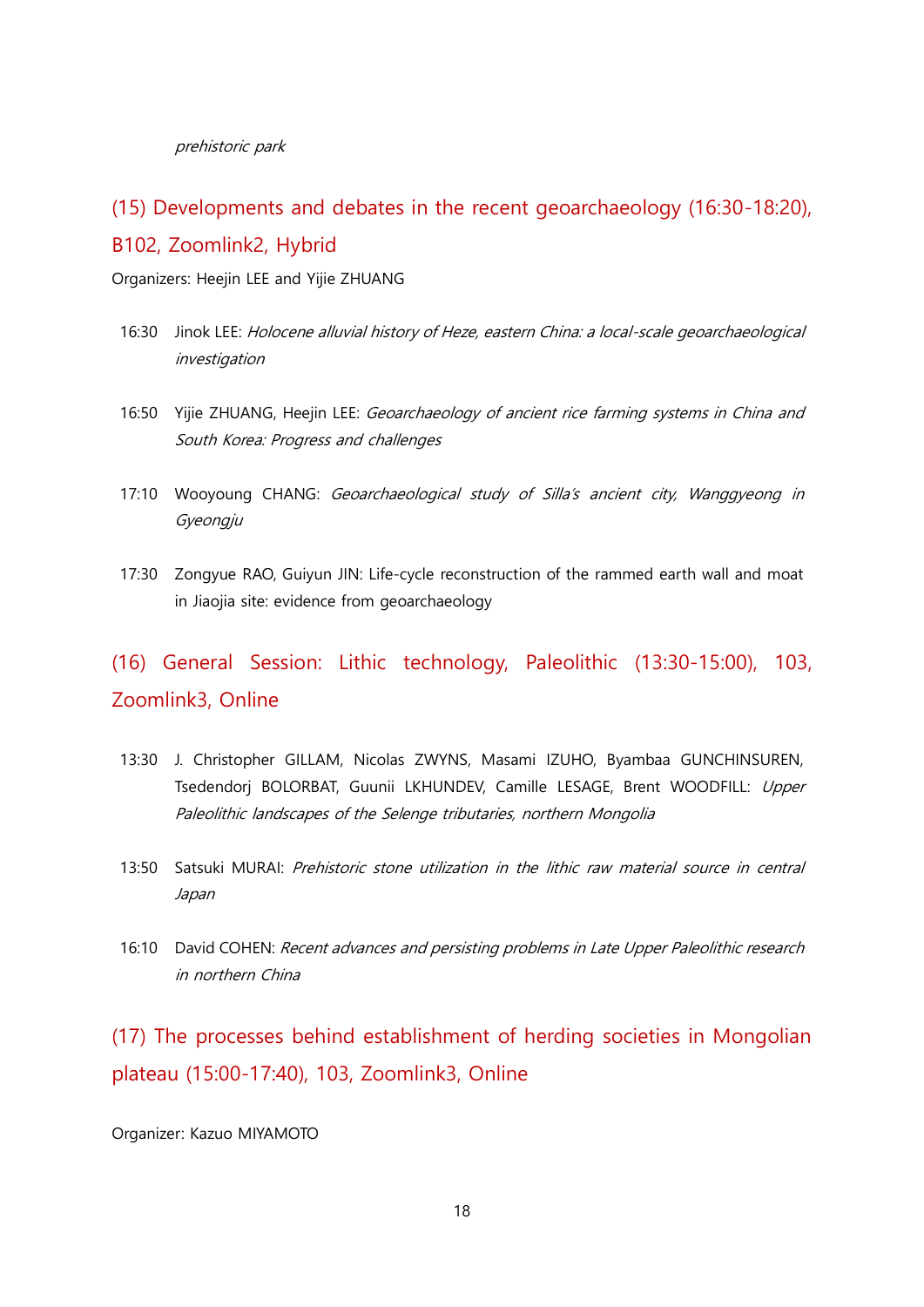*prehistoric park*

## (15) Developments and debates in the recent geoarchaeology (16:30-18:20), B102, Zoomlink2, Hybrid

Organizers: Heejin LEE and Yijie ZHUANG

16:30 Jinok LEE: *Holocene alluvial history of Heze, eastern China: a local-scale geoarchaeological investigation*

16:50 Yijie ZHUANG, Heejin LEE: *Geoarchaeology of ancient rice farming systems in China and South Korea: Progress and challenges*

17:10 Wooyoung CHANG: *Geoarchaeological study of Silla's ancient city, Wanggyeong in Gyeongju*

17:30 Zongyue RAO, Guiyun JIN: Life-cycle reconstruction of the rammed earth wall and moat in Jiaojia site: evidence from geoarchaeology

## (16) General Session: Lithic technology, Paleolithic (13:30-15:00), 103, Zoomlink3, Online

13:30 J. Christopher GILLAM, Nicolas ZWYNS, Masami IZUHO, Byambaa GUNCHINSUREN, Tsedendorj BOLORBAT, Guunii LKHUNDEV, Camille LESAGE, Brent WOODFILL: *Upper Paleolithic landscapes of the Selenge tributaries, northern Mongolia*

13:50 Satsuki MURAI: *Prehistoric stone utilization in the lithic raw material source in central Japan*

16:10 David COHEN: *Recent advances and persisting problems in Late Upper Paleolithic research in northern China*

## (17) The processes behind establishment of herding societies in Mongolian plateau (15:00-17:40), 103, Zoomlink3, Online

Organizer: Kazuo MIYAMOTO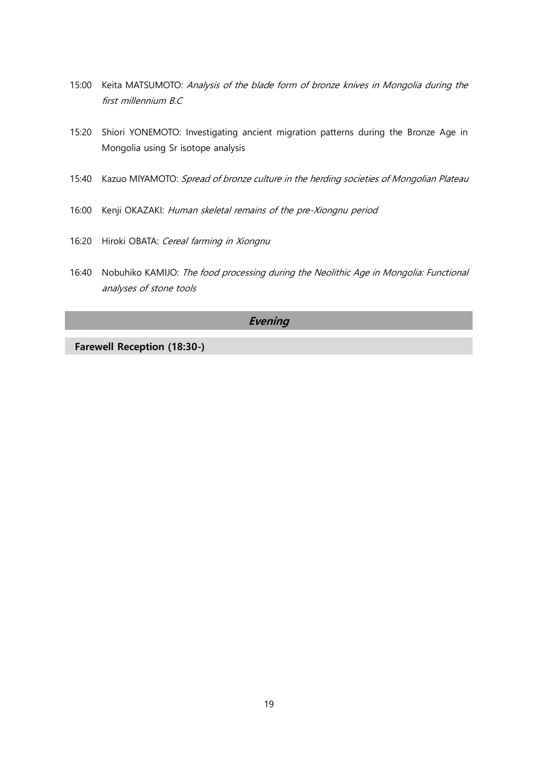15:00 Keita MATSUMOTO: *Analysis of the blade form of bronze knives in Mongolia during the first millennium B.C*

15:20 Shiori YONEMOTO: Investigating ancient migration patterns during the Bronze Age in Mongolia using Sr isotope analysis

15:40 Kazuo MIYAMOTO: *Spread of bronze culture in the herding societies of Mongolian Plateau*

16:00 Kenji OKAZAKI: *Human skeletal remains of the pre-Xiongnu period*

16:20 Hiroki OBATA: *Cereal farming in Xiongnu*

16:40 Nobuhiko KAMIJO: *The food processing during the Neolithic Age in Mongolia: Functional analyses of stone tools*

## *Evening*

**Farewell Reception (18:30-)**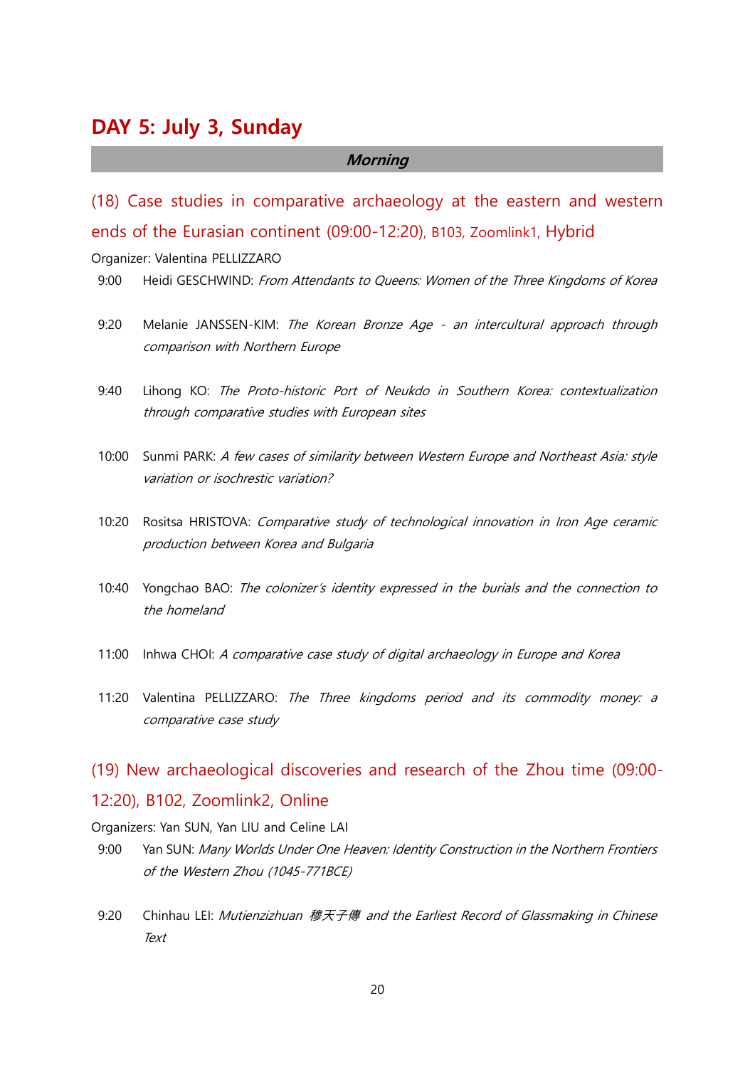# DAY 5: July 3, Sunday

**_Morning_**

## (18) Case studies in comparative archaeology at the eastern and western ends of the Eurasian continent (09:00-12:20), B103, Zoomlink1, Hybrid

Organizer: Valentina PELLIZZARO

9:00 Heidi GESCHWIND: *From Attendants to Queens: Women of the Three Kingdoms of Korea*

9:20 Melanie JANSSEN-KIM: *The Korean Bronze Age - an intercultural approach through comparison with Northern Europe*

9:40 Lihong KO: *The Proto-historic Port of Neukdo in Southern Korea: contextualization through comparative studies with European sites*

10:00 Sunmi PARK: *A few cases of similarity between Western Europe and Northeast Asia: style variation or isochrestic variation?*

10:20 Rositsa HRISTOVA: *Comparative study of technological innovation in Iron Age ceramic production between Korea and Bulgaria*

10:40 Yongchao BAO: *The colonizer's identity expressed in the burials and the connection to the homeland*

11:00 Inhwa CHOI: *A comparative case study of digital archaeology in Europe and Korea*

11:20 Valentina PELLIZZARO: *The Three kingdoms period and its commodity money: a comparative case study*

## (19) New archaeological discoveries and research of the Zhou time (09:00-12:20), B102, Zoomlink2, Online

Organizers: Yan SUN, Yan LIU and Celine LAI

9:00 Yan SUN: *Many Worlds Under One Heaven: Identity Construction in the Northern Frontiers of the Western Zhou (1045-771BCE)*

9:20 Chinhau LEI: *Mutienzizhuan 穆天子傳 and the Earliest Record of Glassmaking in Chinese Text*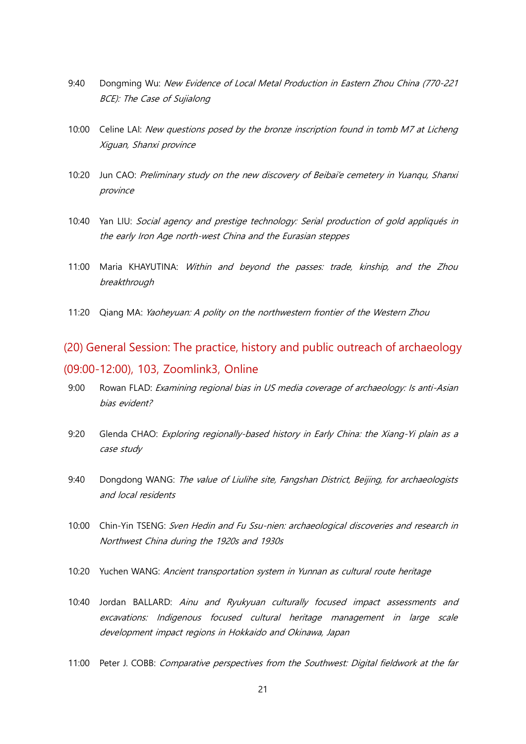9:40 Dongming Wu: *New Evidence of Local Metal Production in Eastern Zhou China (770-221 BCE): The Case of Sujialong*

10:00 Celine LAI: *New questions posed by the bronze inscription found in tomb M7 at Licheng Xiguan, Shanxi province*

10:20 Jun CAO: *Preliminary study on the new discovery of Beibai'e cemetery in Yuanqu, Shanxi province*

10:40 Yan LIU: *Social agency and prestige technology: Serial production of gold appliqués in the early Iron Age north-west China and the Eurasian steppes*

11:00 Maria KHAYUTINA: *Within and beyond the passes: trade, kinship, and the Zhou breakthrough*

11:20 Qiang MA: *Yaoheyuan: A polity on the northwestern frontier of the Western Zhou*

## (20) General Session: The practice, history and public outreach of archaeology (09:00-12:00), 103, Zoomlink3, Online

9:00 Rowan FLAD: *Examining regional bias in US media coverage of archaeology: Is anti-Asian bias evident?*

9:20 Glenda CHAO: *Exploring regionally-based history in Early China: the Xiang-Yi plain as a case study*

9:40 Dongdong WANG: *The value of Liulihe site, Fangshan District, Beijing, for archaeologists and local residents*

10:00 Chin-Yin TSENG: *Sven Hedin and Fu Ssu-nien: archaeological discoveries and research in Northwest China during the 1920s and 1930s*

10:20 Yuchen WANG: *Ancient transportation system in Yunnan as cultural route heritage*

10:40 Jordan BALLARD: *Ainu and Ryukyuan culturally focused impact assessments and excavations: Indigenous focused cultural heritage management in large scale development impact regions in Hokkaido and Okinawa, Japan*

11:00 Peter J. COBB: *Comparative perspectives from the Southwest: Digital fieldwork at the far*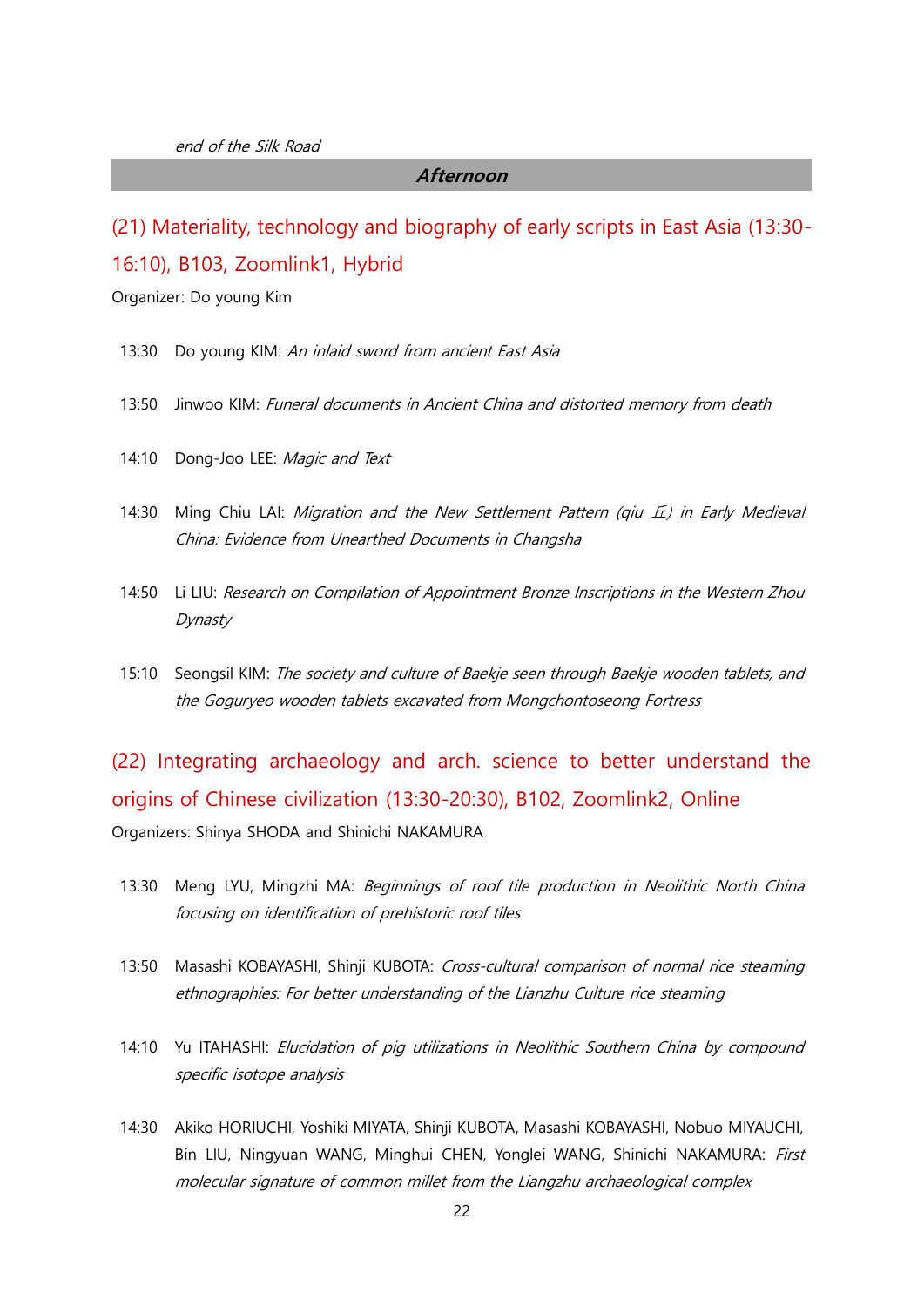*end of the Silk Road*

## *Afternoon*

### (21) Materiality, technology and biography of early scripts in East Asia (13:30-16:10), B103, Zoomlink1, Hybrid

Organizer: Do young Kim

13:30 Do young KIM: *An inlaid sword from ancient East Asia*

13:50 Jinwoo KIM: *Funeral documents in Ancient China and distorted memory from death*

14:10 Dong-Joo LEE: *Magic and Text*

14:30 Ming Chiu LAI: *Migration and the New Settlement Pattern (qiu 丘) in Early Medieval China: Evidence from Unearthed Documents in Changsha*

14:50 Li LIU: *Research on Compilation of Appointment Bronze Inscriptions in the Western Zhou Dynasty*

15:10 Seongsil KIM: *The society and culture of Baekje seen through Baekje wooden tablets, and the Goguryeo wooden tablets excavated from Mongchontoseong Fortress*

### (22) Integrating archaeology and arch. science to better understand the origins of Chinese civilization (13:30-20:30), B102, Zoomlink2, Online

Organizers: Shinya SHODA and Shinichi NAKAMURA

13:30 Meng LYU, Mingzhi MA: *Beginnings of roof tile production in Neolithic North China focusing on identification of prehistoric roof tiles*

13:50 Masashi KOBAYASHI, Shinji KUBOTA: *Cross-cultural comparison of normal rice steaming ethnographies: For better understanding of the Lianzhu Culture rice steaming*

14:10 Yu ITAHASHI: *Elucidation of pig utilizations in Neolithic Southern China by compound specific isotope analysis*

14:30 Akiko HORIUCHI, Yoshiki MIYATA, Shinji KUBOTA, Masashi KOBAYASHI, Nobuo MIYAUCHI, Bin LIU, Ningyuan WANG, Minghui CHEN, Yonglei WANG, Shinichi NAKAMURA: *First molecular signature of common millet from the Liangzhu archaeological complex*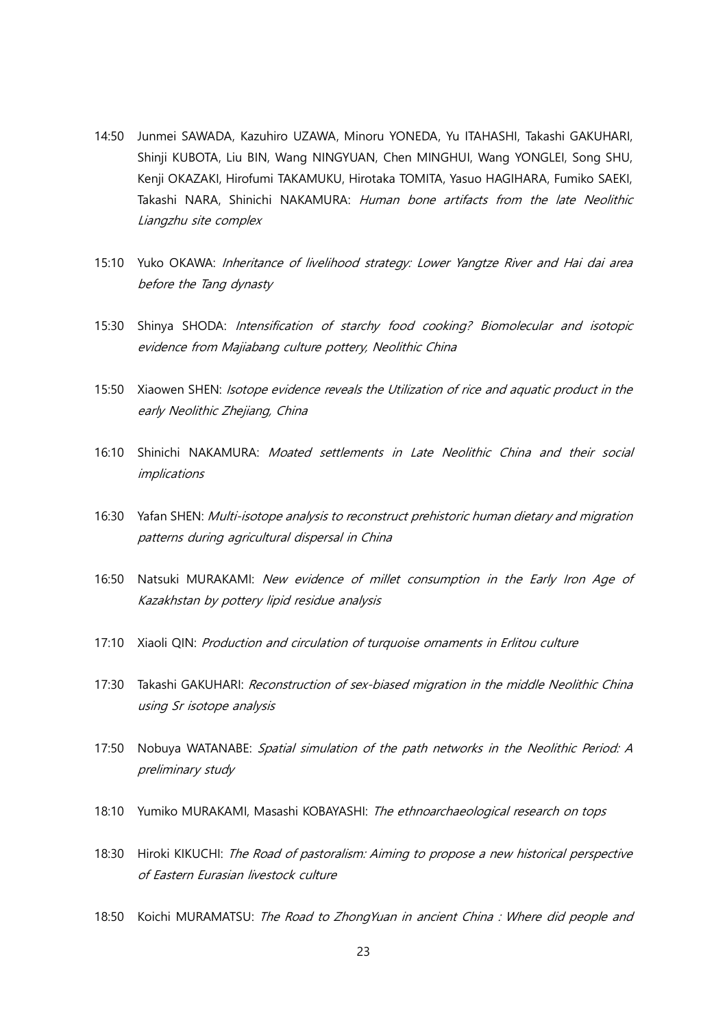14:50 Junmei SAWADA, Kazuhiro UZAWA, Minoru YONEDA, Yu ITAHASHI, Takashi GAKUHARI, Shinji KUBOTA, Liu BIN, Wang NINGYUAN, Chen MINGHUI, Wang YONGLEI, Song SHU, Kenji OKAZAKI, Hirofumi TAKAMUKU, Hirotaka TOMITA, Yasuo HAGIHARA, Fumiko SAEKI, Takashi NARA, Shinichi NAKAMURA: *Human bone artifacts from the late Neolithic Liangzhu site complex*

15:10 Yuko OKAWA: *Inheritance of livelihood strategy: Lower Yangtze River and Hai dai area before the Tang dynasty*

15:30 Shinya SHODA: *Intensification of starchy food cooking? Biomolecular and isotopic evidence from Majiabang culture pottery, Neolithic China*

15:50 Xiaowen SHEN: *Isotope evidence reveals the Utilization of rice and aquatic product in the early Neolithic Zhejiang, China*

16:10 Shinichi NAKAMURA: *Moated settlements in Late Neolithic China and their social implications*

16:30 Yafan SHEN: *Multi-isotope analysis to reconstruct prehistoric human dietary and migration patterns during agricultural dispersal in China*

16:50 Natsuki MURAKAMI: *New evidence of millet consumption in the Early Iron Age of Kazakhstan by pottery lipid residue analysis*

17:10 Xiaoli QIN: *Production and circulation of turquoise ornaments in Erlitou culture*

17:30 Takashi GAKUHARI: *Reconstruction of sex-biased migration in the middle Neolithic China using Sr isotope analysis*

17:50 Nobuya WATANABE: *Spatial simulation of the path networks in the Neolithic Period: A preliminary study*

18:10 Yumiko MURAKAMI, Masashi KOBAYASHI: *The ethnoarchaeological research on tops*

18:30 Hiroki KIKUCHI: *The Road of pastoralism: Aiming to propose a new historical perspective of Eastern Eurasian livestock culture*

18:50 Koichi MURAMATSU: *The Road to ZhongYuan in ancient China : Where did people and*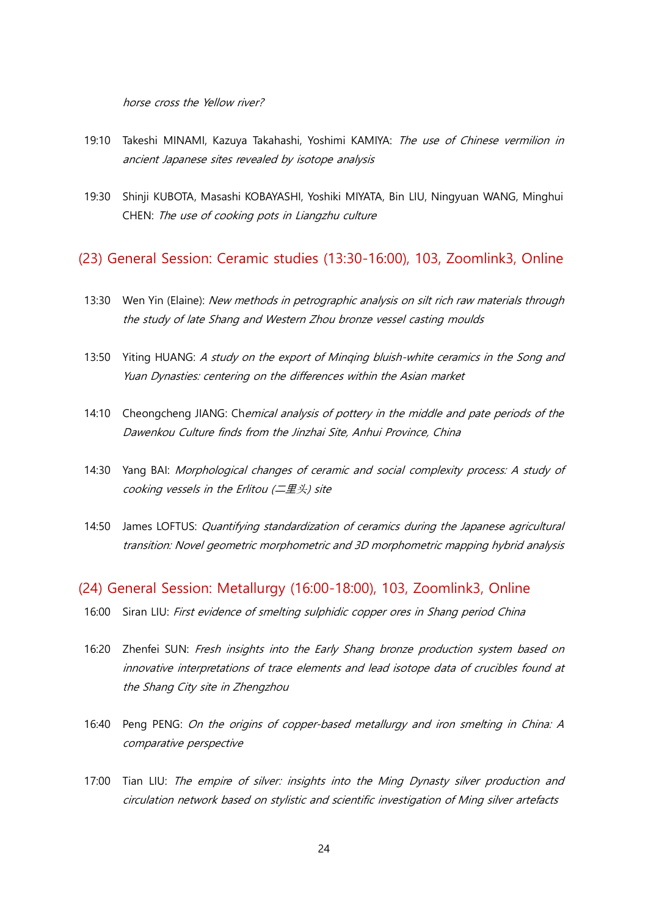*horse cross the Yellow river?*

19:10 Takeshi MINAMI, Kazuya Takahashi, Yoshimi KAMIYA: *The use of Chinese vermilion in ancient Japanese sites revealed by isotope analysis*

19:30 Shinji KUBOTA, Masashi KOBAYASHI, Yoshiki MIYATA, Bin LIU, Ningyuan WANG, Minghui CHEN: *The use of cooking pots in Liangzhu culture*

## (23) General Session: Ceramic studies (13:30-16:00), 103, Zoomlink3, Online

13:30 Wen Yin (Elaine): *New methods in petrographic analysis on silt rich raw materials through the study of late Shang and Western Zhou bronze vessel casting moulds*

13:50 Yiting HUANG: *A study on the export of Minqing bluish-white ceramics in the Song and Yuan Dynasties: centering on the differences within the Asian market*

14:10 Cheongcheng JIANG: Ch*emical analysis of pottery in the middle and pate periods of the Dawenkou Culture finds from the Jinzhai Site, Anhui Province, China*

14:30 Yang BAI: *Morphological changes of ceramic and social complexity process: A study of cooking vessels in the Erlitou (二里头) site*

14:50 James LOFTUS: *Quantifying standardization of ceramics during the Japanese agricultural transition: Novel geometric morphometric and 3D morphometric mapping hybrid analysis*

## (24) General Session: Metallurgy (16:00-18:00), 103, Zoomlink3, Online

16:00 Siran LIU: *First evidence of smelting sulphidic copper ores in Shang period China*

16:20 Zhenfei SUN: *Fresh insights into the Early Shang bronze production system based on innovative interpretations of trace elements and lead isotope data of crucibles found at the Shang City site in Zhengzhou*

16:40 Peng PENG: *On the origins of copper-based metallurgy and iron smelting in China: A comparative perspective*

17:00 Tian LIU: *The empire of silver: insights into the Ming Dynasty silver production and circulation network based on stylistic and scientific investigation of Ming silver artefacts*